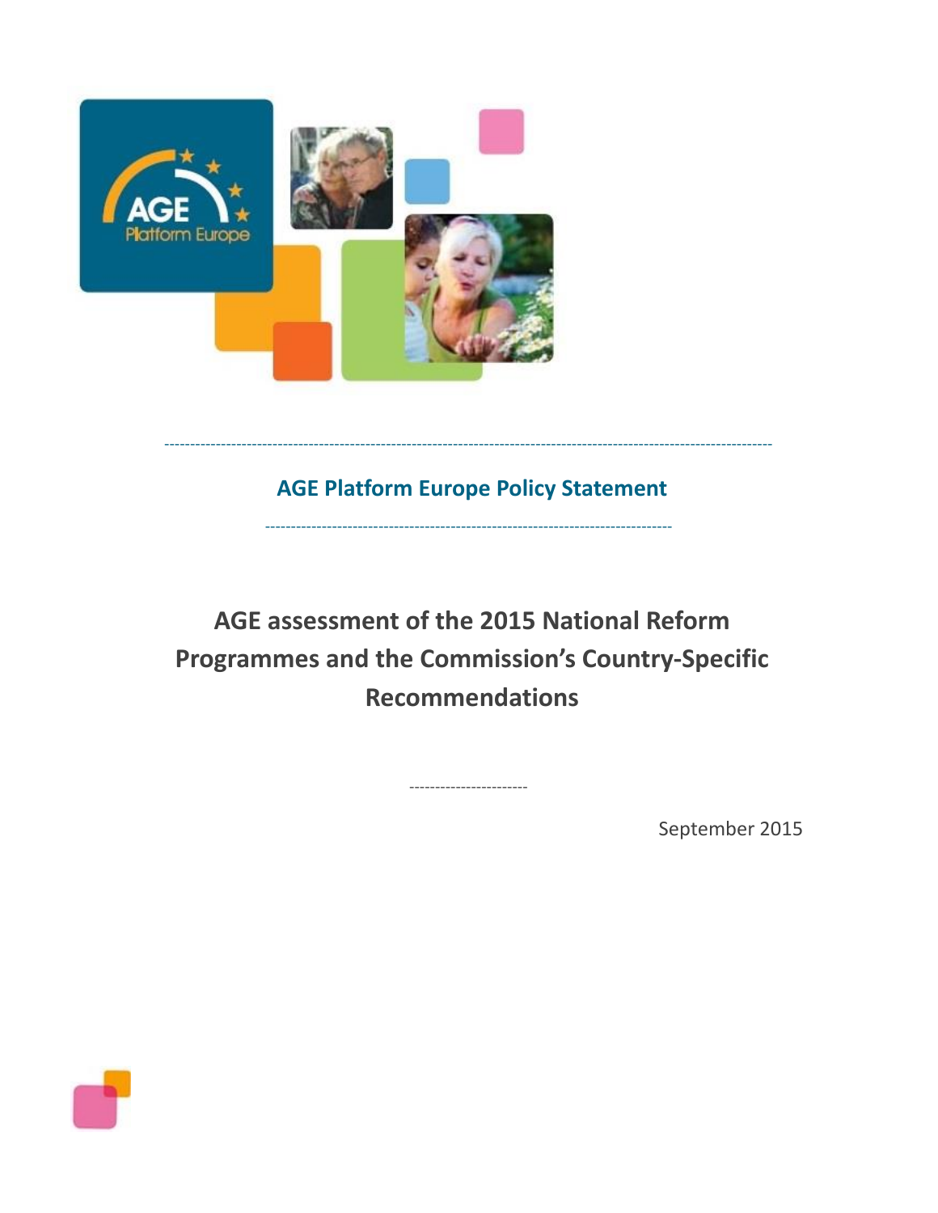## AGE Platform Europe Policy Statement

# AGE assessment of the 2015 National Reform Programmes and the Commission's Country-Specific Recommendations

September 2015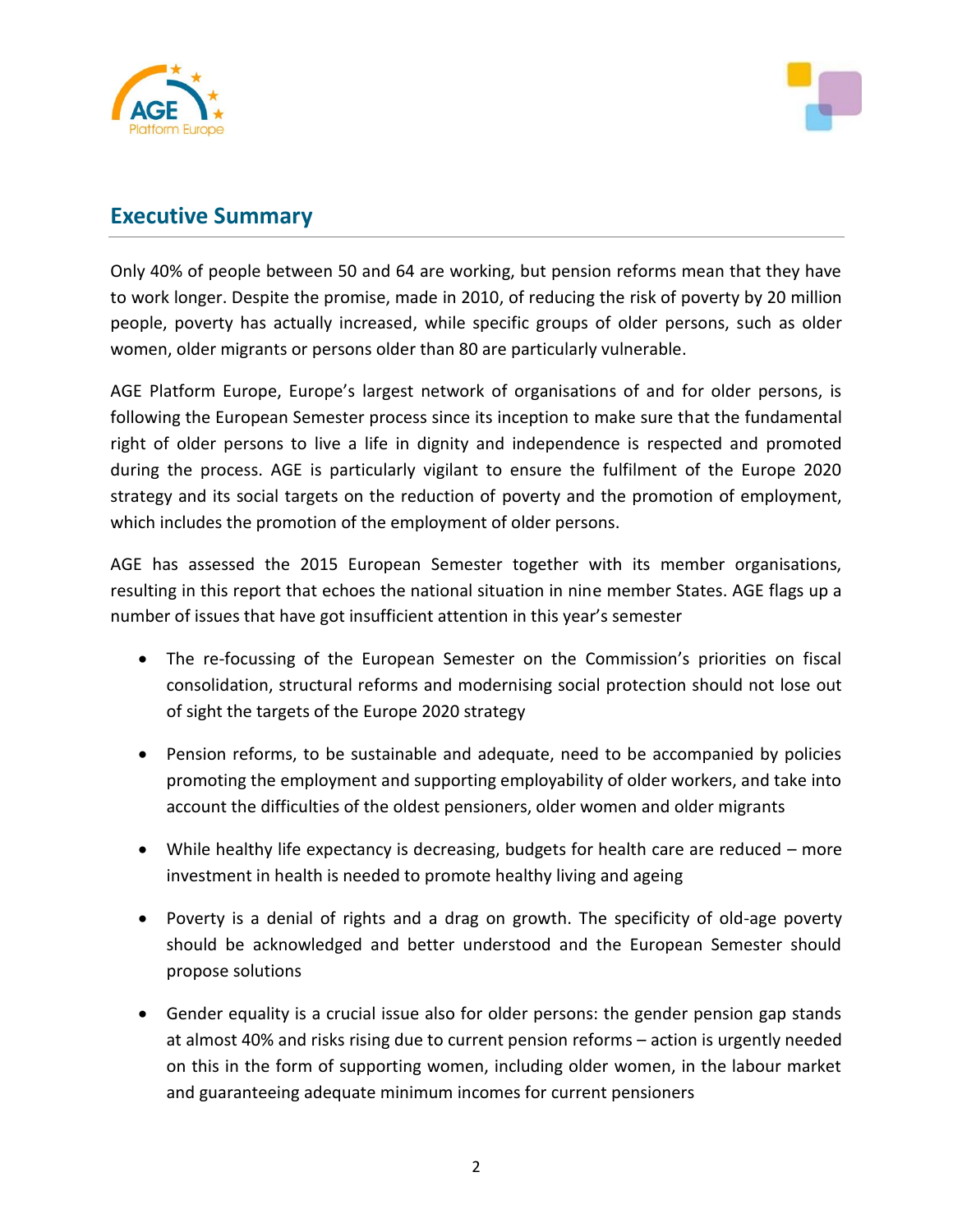## Executive Summary

Only 40% of people between 50 and 64 are working, but pension reforms mean that they have to work longer. Despite the promise, made in 2010, of reducing the risk of poverty by 20 million people, poverty has actually increased, while specific groups of older persons, such as older women, older migrants or persons older than 80 are particularly vulnerable.

AGE Platform Europe, Europe's largest network of organisations of and for older persons, is following the European Semester process since its inception to make sure that the fundamental right of older persons to live a life in dignity and independence is respected and promoted during the process. AGE is particularly vigilant to ensure the fulfilment of the Europe 2020 strategy and its social targets on the reduction of poverty and the promotion of employment, which includes the promotion of the employment of older persons.

AGE has assessed the 2015 European Semester together with its member organisations, resulting in this report that echoes the national situation in nine member States. AGE flags up a number of issues that have got insufficient attention in this year's semester

- The re-focussing of the European Semester on the Commission's priorities on fiscal consolidation, structural reforms and modernising social protection should not lose out of sight the targets of the Europe 2020 strategy
- Pension reforms, to be sustainable and adequate, need to be accompanied by policies promoting the employment and supporting employability of older workers, and take into account the difficulties of the oldest pensioners, older women and older migrants
- While healthy life expectancy is decreasing, budgets for health care are reduced – more investment in health is needed to promote healthy living and ageing
- Poverty is a denial of rights and a drag on growth. The specificity of old-age poverty should be acknowledged and better understood and the European Semester should propose solutions
- Gender equality is a crucial issue also for older persons: the gender pension gap stands at almost 40% and risks rising due to current pension reforms – action is urgently needed on this in the form of supporting women, including older women, in the labour market and guaranteeing adequate minimum incomes for current pensioners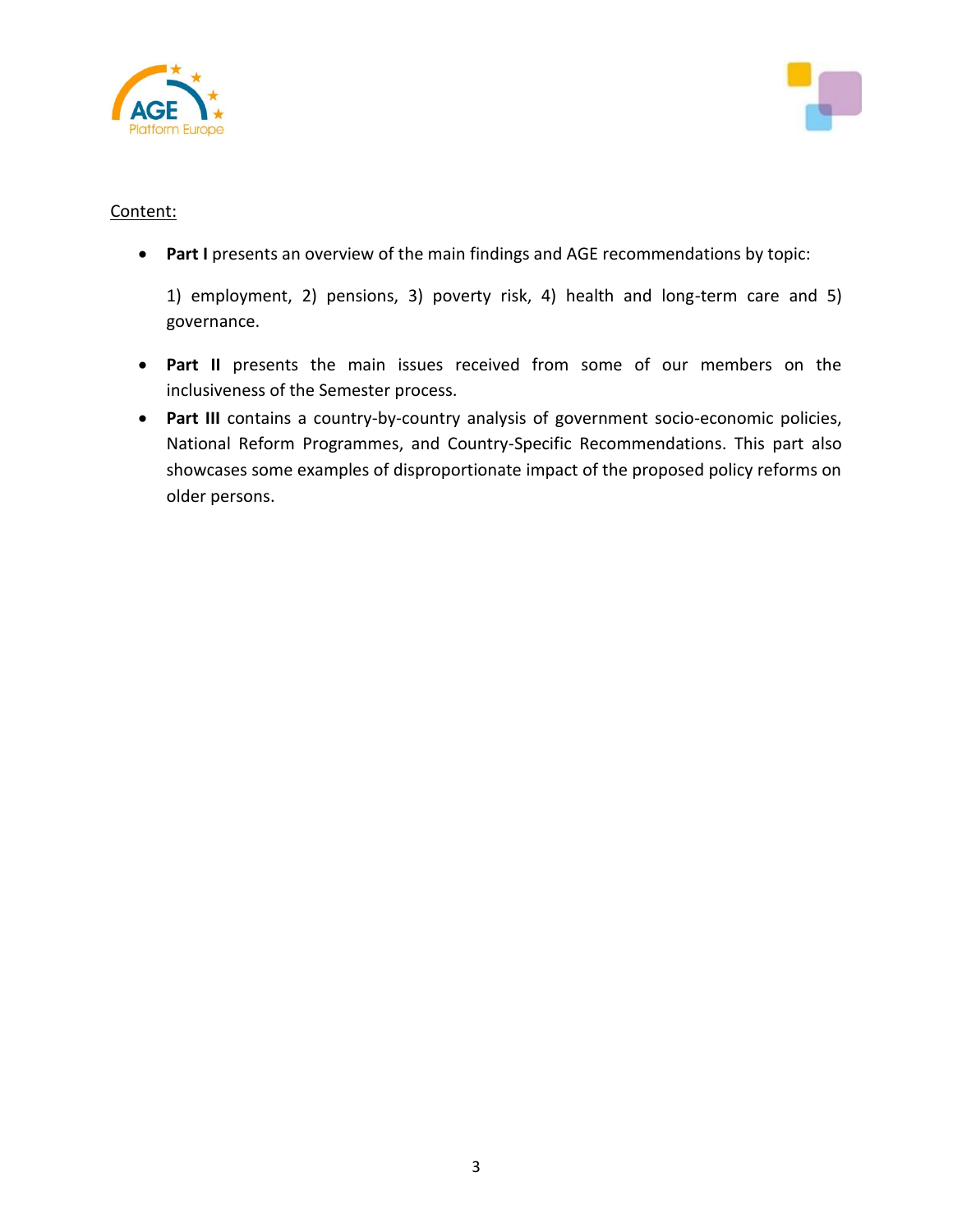Content:

- **Part I** presents an overview of the main findings and AGE recommendations by topic:

  1) employment, 2) pensions, 3) poverty risk, 4) health and long-term care and 5) governance.

- **Part II** presents the main issues received from some of our members on the inclusiveness of the Semester process.
- **Part III** contains a country-by-country analysis of government socio-economic policies, National Reform Programmes, and Country-Specific Recommendations. This part also showcases some examples of disproportionate impact of the proposed policy reforms on older persons.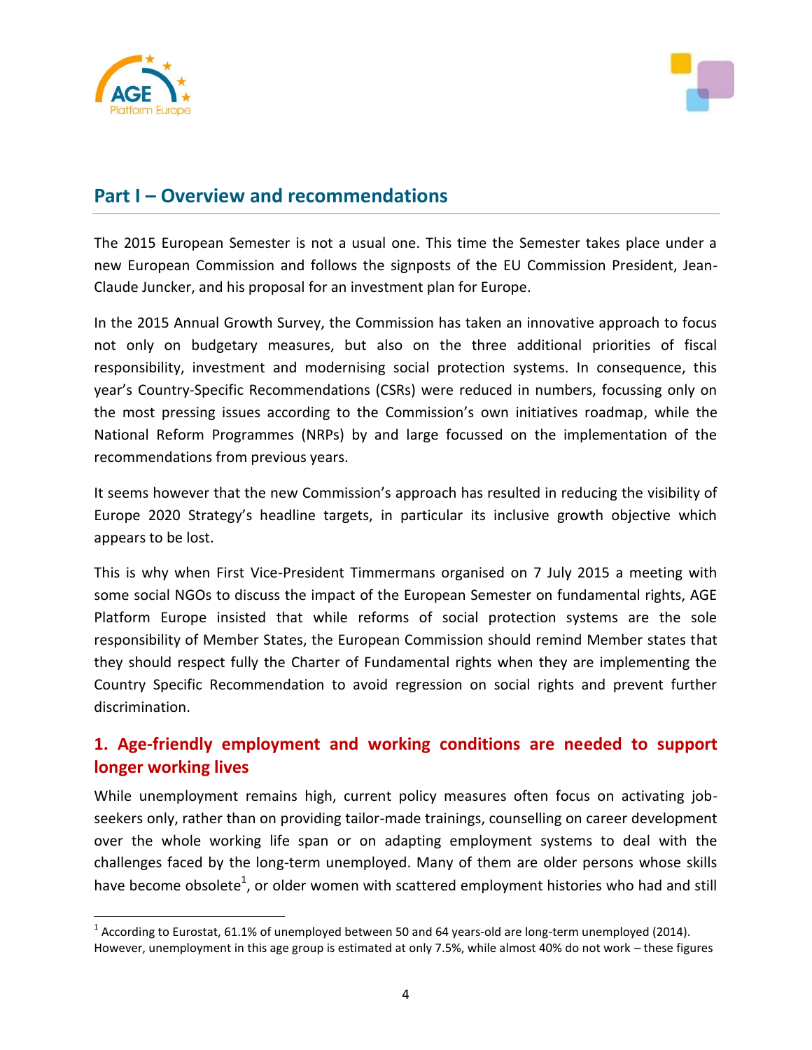## Part I – Overview and recommendations

The 2015 European Semester is not a usual one. This time the Semester takes place under a new European Commission and follows the signposts of the EU Commission President, Jean-Claude Juncker, and his proposal for an investment plan for Europe.

In the 2015 Annual Growth Survey, the Commission has taken an innovative approach to focus not only on budgetary measures, but also on the three additional priorities of fiscal responsibility, investment and modernising social protection systems. In consequence, this year's Country-Specific Recommendations (CSRs) were reduced in numbers, focussing only on the most pressing issues according to the Commission's own initiatives roadmap, while the National Reform Programmes (NRPs) by and large focussed on the implementation of the recommendations from previous years.

It seems however that the new Commission's approach has resulted in reducing the visibility of Europe 2020 Strategy's headline targets, in particular its inclusive growth objective which appears to be lost.

This is why when First Vice-President Timmermans organised on 7 July 2015 a meeting with some social NGOs to discuss the impact of the European Semester on fundamental rights, AGE Platform Europe insisted that while reforms of social protection systems are the sole responsibility of Member States, the European Commission should remind Member states that they should respect fully the Charter of Fundamental rights when they are implementing the Country Specific Recommendation to avoid regression on social rights and prevent further discrimination.

### 1. Age-friendly employment and working conditions are needed to support longer working lives

While unemployment remains high, current policy measures often focus on activating job-seekers only, rather than on providing tailor-made trainings, counselling on career development over the whole working life span or on adapting employment systems to deal with the challenges faced by the long-term unemployed. Many of them are older persons whose skills have become obsolete[1], or older women with scattered employment histories who had and still

[1] According to Eurostat, 61.1% of unemployed between 50 and 64 years-old are long-term unemployed (2014). However, unemployment in this age group is estimated at only 7.5%, while almost 40% do not work – these figures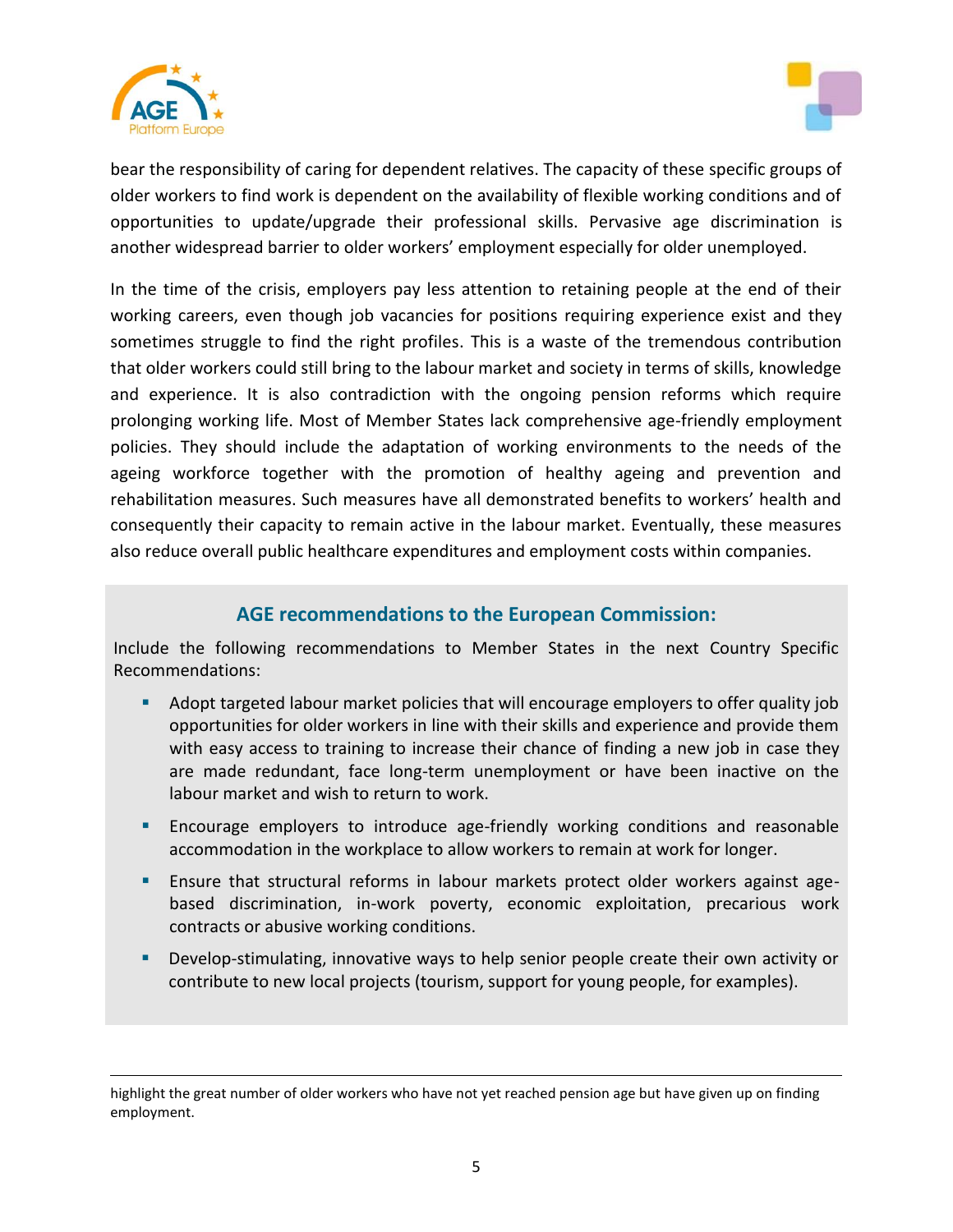bear the responsibility of caring for dependent relatives. The capacity of these specific groups of older workers to find work is dependent on the availability of flexible working conditions and of opportunities to update/upgrade their professional skills. Pervasive age discrimination is another widespread barrier to older workers' employment especially for older unemployed.

In the time of the crisis, employers pay less attention to retaining people at the end of their working careers, even though job vacancies for positions requiring experience exist and they sometimes struggle to find the right profiles. This is a waste of the tremendous contribution that older workers could still bring to the labour market and society in terms of skills, knowledge and experience. It is also contradiction with the ongoing pension reforms which require prolonging working life. Most of Member States lack comprehensive age-friendly employment policies. They should include the adaptation of working environments to the needs of the ageing workforce together with the promotion of healthy ageing and prevention and rehabilitation measures. Such measures have all demonstrated benefits to workers' health and consequently their capacity to remain active in the labour market. Eventually, these measures also reduce overall public healthcare expenditures and employment costs within companies.

### AGE recommendations to the European Commission:

Include the following recommendations to Member States in the next Country Specific Recommendations:

- Adopt targeted labour market policies that will encourage employers to offer quality job opportunities for older workers in line with their skills and experience and provide them with easy access to training to increase their chance of finding a new job in case they are made redundant, face long-term unemployment or have been inactive on the labour market and wish to return to work.
- Encourage employers to introduce age-friendly working conditions and reasonable accommodation in the workplace to allow workers to remain at work for longer.
- Ensure that structural reforms in labour markets protect older workers against age-based discrimination, in-work poverty, economic exploitation, precarious work contracts or abusive working conditions.
- Develop-stimulating, innovative ways to help senior people create their own activity or contribute to new local projects (tourism, support for young people, for examples).

---

highlight the great number of older workers who have not yet reached pension age but have given up on finding employment.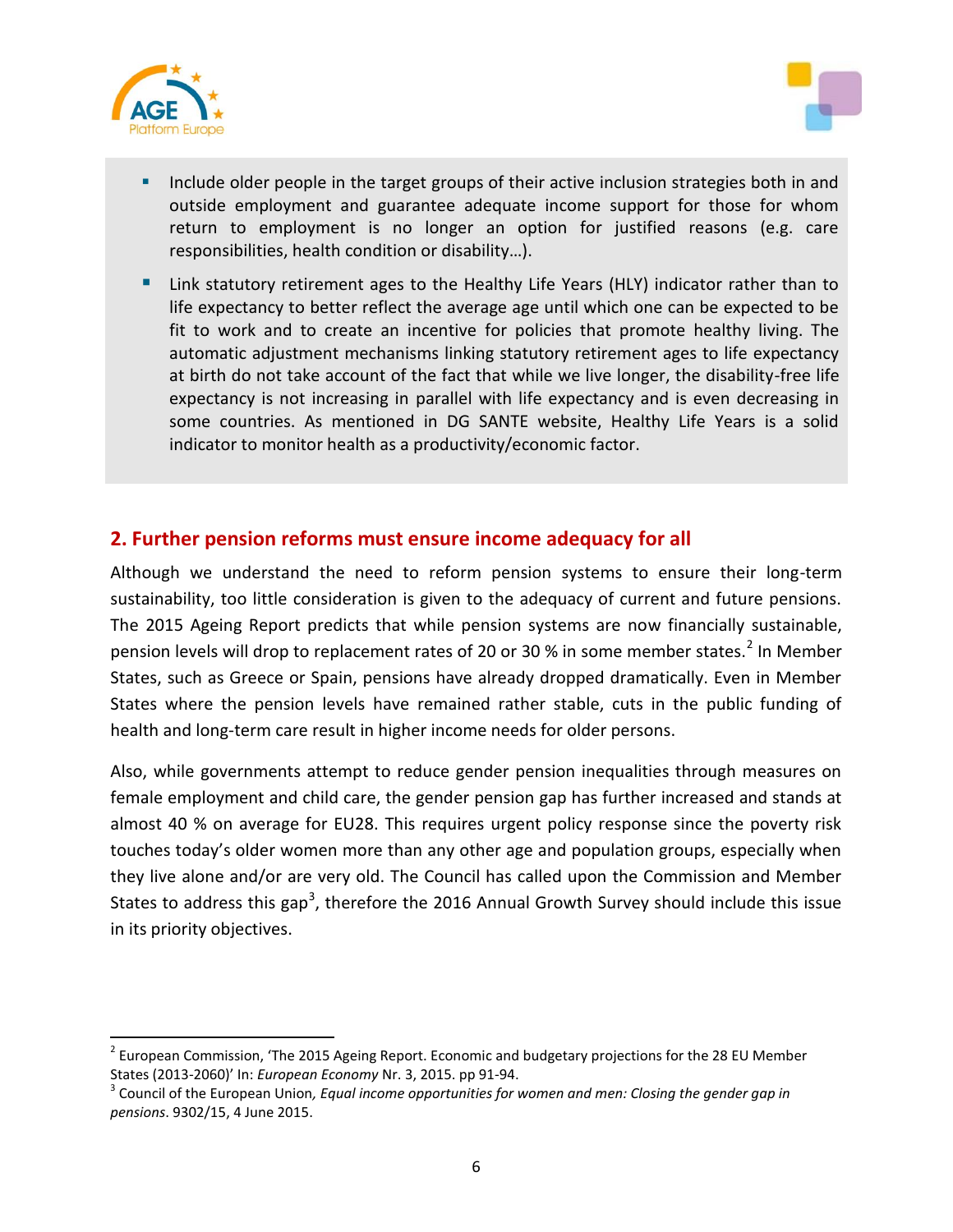- Include older people in the target groups of their active inclusion strategies both in and outside employment and guarantee adequate income support for those for whom return to employment is no longer an option for justified reasons (e.g. care responsibilities, health condition or disability…).
- Link statutory retirement ages to the Healthy Life Years (HLY) indicator rather than to life expectancy to better reflect the average age until which one can be expected to be fit to work and to create an incentive for policies that promote healthy living. The automatic adjustment mechanisms linking statutory retirement ages to life expectancy at birth do not take account of the fact that while we live longer, the disability-free life expectancy is not increasing in parallel with life expectancy and is even decreasing in some countries. As mentioned in DG SANTE website, Healthy Life Years is a solid indicator to monitor health as a productivity/economic factor.

## 2. Further pension reforms must ensure income adequacy for all

Although we understand the need to reform pension systems to ensure their long-term sustainability, too little consideration is given to the adequacy of current and future pensions. The 2015 Ageing Report predicts that while pension systems are now financially sustainable, pension levels will drop to replacement rates of 20 or 30 % in some member states.[2] In Member States, such as Greece or Spain, pensions have already dropped dramatically. Even in Member States where the pension levels have remained rather stable, cuts in the public funding of health and long-term care result in higher income needs for older persons.

Also, while governments attempt to reduce gender pension inequalities through measures on female employment and child care, the gender pension gap has further increased and stands at almost 40 % on average for EU28. This requires urgent policy response since the poverty risk touches today's older women more than any other age and population groups, especially when they live alone and/or are very old. The Council has called upon the Commission and Member States to address this gap[3], therefore the 2016 Annual Growth Survey should include this issue in its priority objectives.

---

[2] European Commission, 'The 2015 Ageing Report. Economic and budgetary projections for the 28 EU Member States (2013-2060)' In: *European Economy* Nr. 3, 2015. pp 91-94.

[3] Council of the European Union*, Equal income opportunities for women and men: Closing the gender gap in pensions*. 9302/15, 4 June 2015.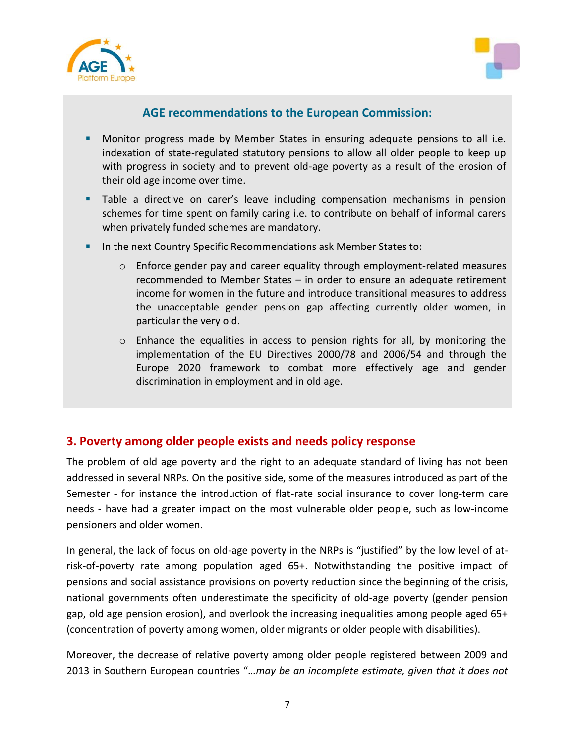**AGE recommendations to the European Commission:**

- Monitor progress made by Member States in ensuring adequate pensions to all i.e. indexation of state-regulated statutory pensions to allow all older people to keep up with progress in society and to prevent old-age poverty as a result of the erosion of their old age income over time.
- Table a directive on carer's leave including compensation mechanisms in pension schemes for time spent on family caring i.e. to contribute on behalf of informal carers when privately funded schemes are mandatory.
- In the next Country Specific Recommendations ask Member States to:
  - Enforce gender pay and career equality through employment-related measures recommended to Member States – in order to ensure an adequate retirement income for women in the future and introduce transitional measures to address the unacceptable gender pension gap affecting currently older women, in particular the very old.
  - Enhance the equalities in access to pension rights for all, by monitoring the implementation of the EU Directives 2000/78 and 2006/54 and through the Europe 2020 framework to combat more effectively age and gender discrimination in employment and in old age.

## 3. Poverty among older people exists and needs policy response

The problem of old age poverty and the right to an adequate standard of living has not been addressed in several NRPs. On the positive side, some of the measures introduced as part of the Semester - for instance the introduction of flat-rate social insurance to cover long-term care needs - have had a greater impact on the most vulnerable older people, such as low-income pensioners and older women.

In general, the lack of focus on old-age poverty in the NRPs is "justified" by the low level of at-risk-of-poverty rate among population aged 65+. Notwithstanding the positive impact of pensions and social assistance provisions on poverty reduction since the beginning of the crisis, national governments often underestimate the specificity of old-age poverty (gender pension gap, old age pension erosion), and overlook the increasing inequalities among people aged 65+ (concentration of poverty among women, older migrants or older people with disabilities).

Moreover, the decrease of relative poverty among older people registered between 2009 and 2013 in Southern European countries "*…may be an incomplete estimate, given that it does not*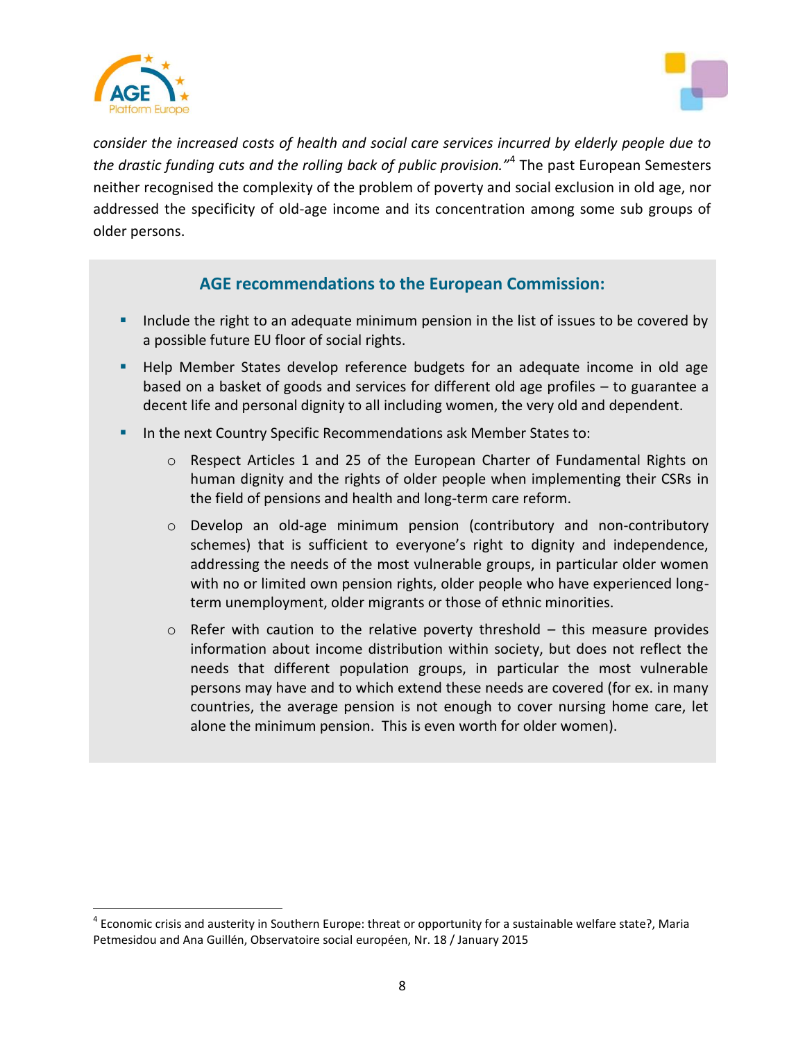*consider the increased costs of health and social care services incurred by elderly people due to the drastic funding cuts and the rolling back of public provision."*[4] The past European Semesters neither recognised the complexity of the problem of poverty and social exclusion in old age, nor addressed the specificity of old-age income and its concentration among some sub groups of older persons.

### AGE recommendations to the European Commission:

- Include the right to an adequate minimum pension in the list of issues to be covered by a possible future EU floor of social rights.
- Help Member States develop reference budgets for an adequate income in old age based on a basket of goods and services for different old age profiles – to guarantee a decent life and personal dignity to all including women, the very old and dependent.
- In the next Country Specific Recommendations ask Member States to:
  - Respect Articles 1 and 25 of the European Charter of Fundamental Rights on human dignity and the rights of older people when implementing their CSRs in the field of pensions and health and long-term care reform.
  - Develop an old-age minimum pension (contributory and non-contributory schemes) that is sufficient to everyone's right to dignity and independence, addressing the needs of the most vulnerable groups, in particular older women with no or limited own pension rights, older people who have experienced long-term unemployment, older migrants or those of ethnic minorities.
  - Refer with caution to the relative poverty threshold – this measure provides information about income distribution within society, but does not reflect the needs that different population groups, in particular the most vulnerable persons may have and to which extend these needs are covered (for ex. in many countries, the average pension is not enough to cover nursing home care, let alone the minimum pension. This is even worth for older women).

---

[4] Economic crisis and austerity in Southern Europe: threat or opportunity for a sustainable welfare state?, Maria Petmesidou and Ana Guillén, Observatoire social européen, Nr. 18 / January 2015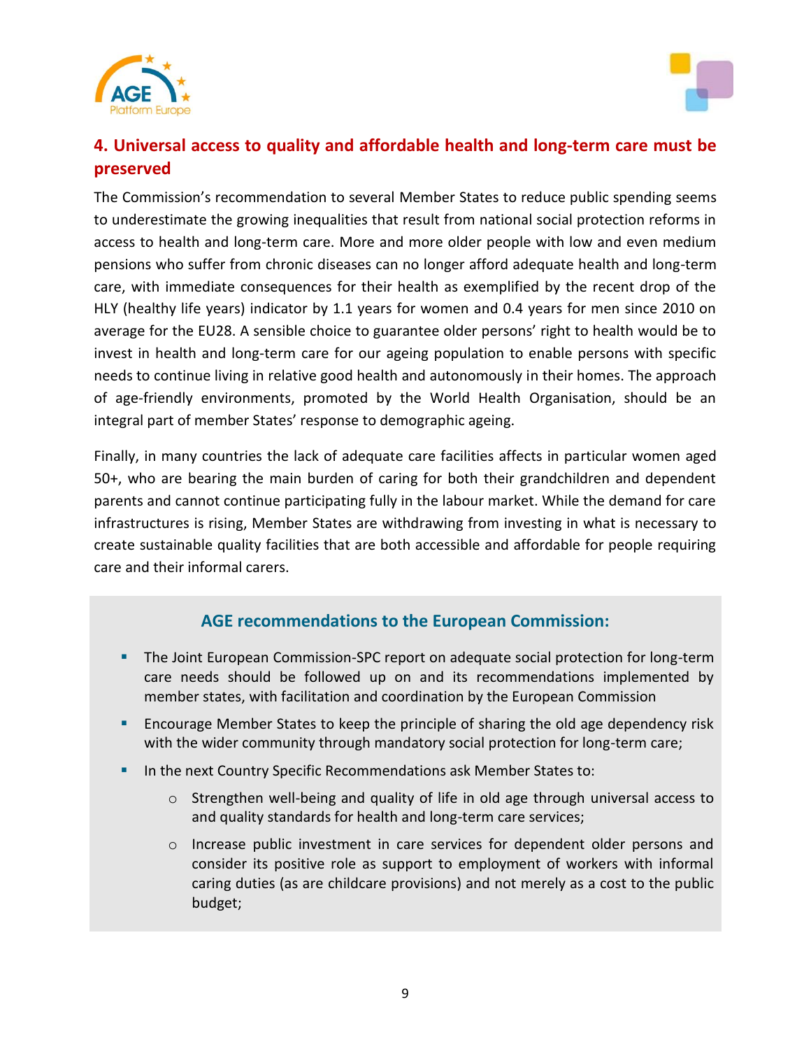## 4. Universal access to quality and affordable health and long-term care must be preserved

The Commission's recommendation to several Member States to reduce public spending seems to underestimate the growing inequalities that result from national social protection reforms in access to health and long-term care. More and more older people with low and even medium pensions who suffer from chronic diseases can no longer afford adequate health and long-term care, with immediate consequences for their health as exemplified by the recent drop of the HLY (healthy life years) indicator by 1.1 years for women and 0.4 years for men since 2010 on average for the EU28. A sensible choice to guarantee older persons' right to health would be to invest in health and long-term care for our ageing population to enable persons with specific needs to continue living in relative good health and autonomously in their homes. The approach of age-friendly environments, promoted by the World Health Organisation, should be an integral part of member States' response to demographic ageing.

Finally, in many countries the lack of adequate care facilities affects in particular women aged 50+, who are bearing the main burden of caring for both their grandchildren and dependent parents and cannot continue participating fully in the labour market. While the demand for care infrastructures is rising, Member States are withdrawing from investing in what is necessary to create sustainable quality facilities that are both accessible and affordable for people requiring care and their informal carers.

### AGE recommendations to the European Commission:

- The Joint European Commission-SPC report on adequate social protection for long-term care needs should be followed up on and its recommendations implemented by member states, with facilitation and coordination by the European Commission
- Encourage Member States to keep the principle of sharing the old age dependency risk with the wider community through mandatory social protection for long-term care;
- In the next Country Specific Recommendations ask Member States to:
  - Strengthen well-being and quality of life in old age through universal access to and quality standards for health and long-term care services;
  - Increase public investment in care services for dependent older persons and consider its positive role as support to employment of workers with informal caring duties (as are childcare provisions) and not merely as a cost to the public budget;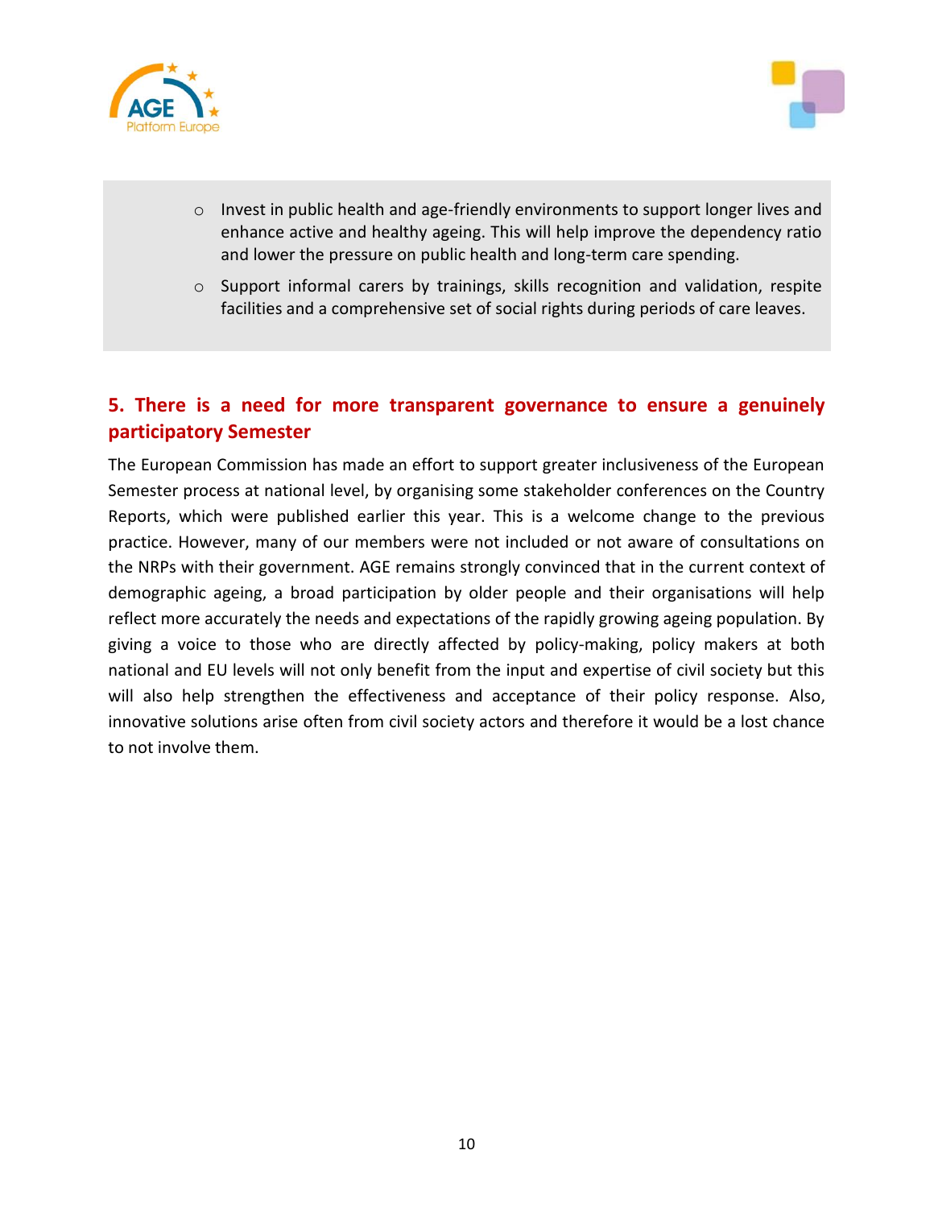- Invest in public health and age-friendly environments to support longer lives and enhance active and healthy ageing. This will help improve the dependency ratio and lower the pressure on public health and long-term care spending.
- Support informal carers by trainings, skills recognition and validation, respite facilities and a comprehensive set of social rights during periods of care leaves.

## 5. There is a need for more transparent governance to ensure a genuinely participatory Semester

The European Commission has made an effort to support greater inclusiveness of the European Semester process at national level, by organising some stakeholder conferences on the Country Reports, which were published earlier this year. This is a welcome change to the previous practice. However, many of our members were not included or not aware of consultations on the NRPs with their government. AGE remains strongly convinced that in the current context of demographic ageing, a broad participation by older people and their organisations will help reflect more accurately the needs and expectations of the rapidly growing ageing population. By giving a voice to those who are directly affected by policy-making, policy makers at both national and EU levels will not only benefit from the input and expertise of civil society but this will also help strengthen the effectiveness and acceptance of their policy response. Also, innovative solutions arise often from civil society actors and therefore it would be a lost chance to not involve them.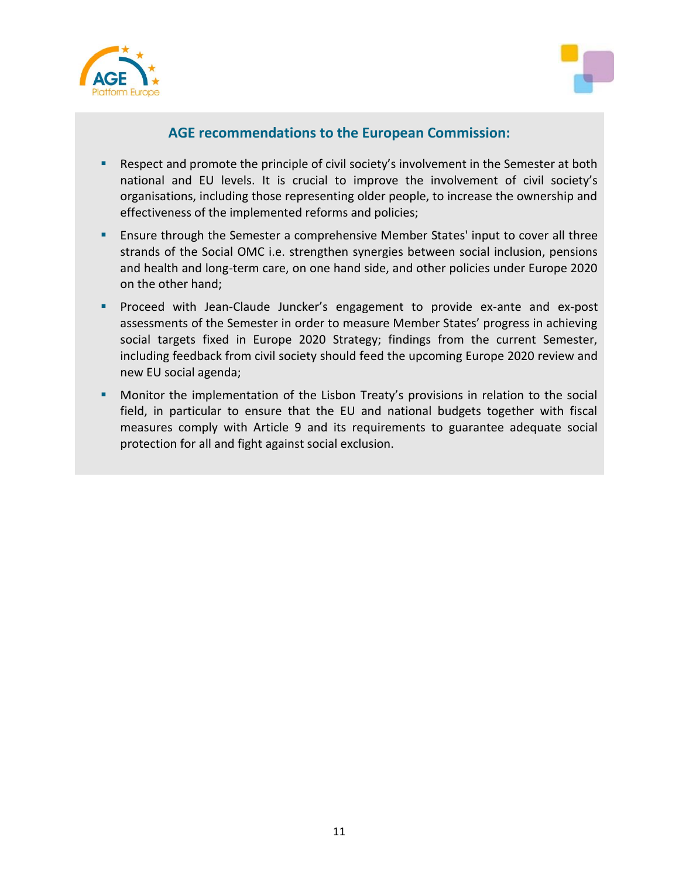### AGE recommendations to the European Commission:

- Respect and promote the principle of civil society's involvement in the Semester at both national and EU levels. It is crucial to improve the involvement of civil society's organisations, including those representing older people, to increase the ownership and effectiveness of the implemented reforms and policies;
- Ensure through the Semester a comprehensive Member States' input to cover all three strands of the Social OMC i.e. strengthen synergies between social inclusion, pensions and health and long-term care, on one hand side, and other policies under Europe 2020 on the other hand;
- Proceed with Jean-Claude Juncker's engagement to provide ex-ante and ex-post assessments of the Semester in order to measure Member States' progress in achieving social targets fixed in Europe 2020 Strategy; findings from the current Semester, including feedback from civil society should feed the upcoming Europe 2020 review and new EU social agenda;
- Monitor the implementation of the Lisbon Treaty's provisions in relation to the social field, in particular to ensure that the EU and national budgets together with fiscal measures comply with Article 9 and its requirements to guarantee adequate social protection for all and fight against social exclusion.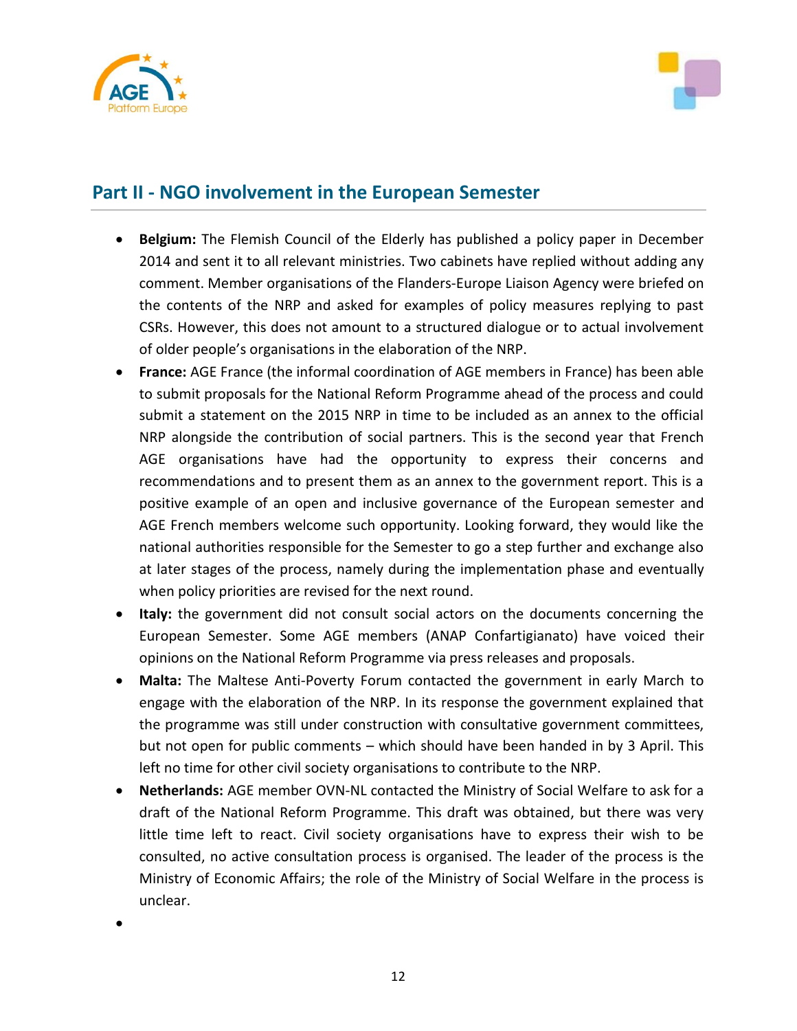## Part II - NGO involvement in the European Semester

- **Belgium:** The Flemish Council of the Elderly has published a policy paper in December 2014 and sent it to all relevant ministries. Two cabinets have replied without adding any comment. Member organisations of the Flanders-Europe Liaison Agency were briefed on the contents of the NRP and asked for examples of policy measures replying to past CSRs. However, this does not amount to a structured dialogue or to actual involvement of older people's organisations in the elaboration of the NRP.
- **France:** AGE France (the informal coordination of AGE members in France) has been able to submit proposals for the National Reform Programme ahead of the process and could submit a statement on the 2015 NRP in time to be included as an annex to the official NRP alongside the contribution of social partners. This is the second year that French AGE organisations have had the opportunity to express their concerns and recommendations and to present them as an annex to the government report. This is a positive example of an open and inclusive governance of the European semester and AGE French members welcome such opportunity. Looking forward, they would like the national authorities responsible for the Semester to go a step further and exchange also at later stages of the process, namely during the implementation phase and eventually when policy priorities are revised for the next round.
- **Italy:** the government did not consult social actors on the documents concerning the European Semester. Some AGE members (ANAP Confartigianato) have voiced their opinions on the National Reform Programme via press releases and proposals.
- **Malta:** The Maltese Anti-Poverty Forum contacted the government in early March to engage with the elaboration of the NRP. In its response the government explained that the programme was still under construction with consultative government committees, but not open for public comments – which should have been handed in by 3 April. This left no time for other civil society organisations to contribute to the NRP.
- **Netherlands:** AGE member OVN-NL contacted the Ministry of Social Welfare to ask for a draft of the National Reform Programme. This draft was obtained, but there was very little time left to react. Civil society organisations have to express their wish to be consulted, no active consultation process is organised. The leader of the process is the Ministry of Economic Affairs; the role of the Ministry of Social Welfare in the process is unclear.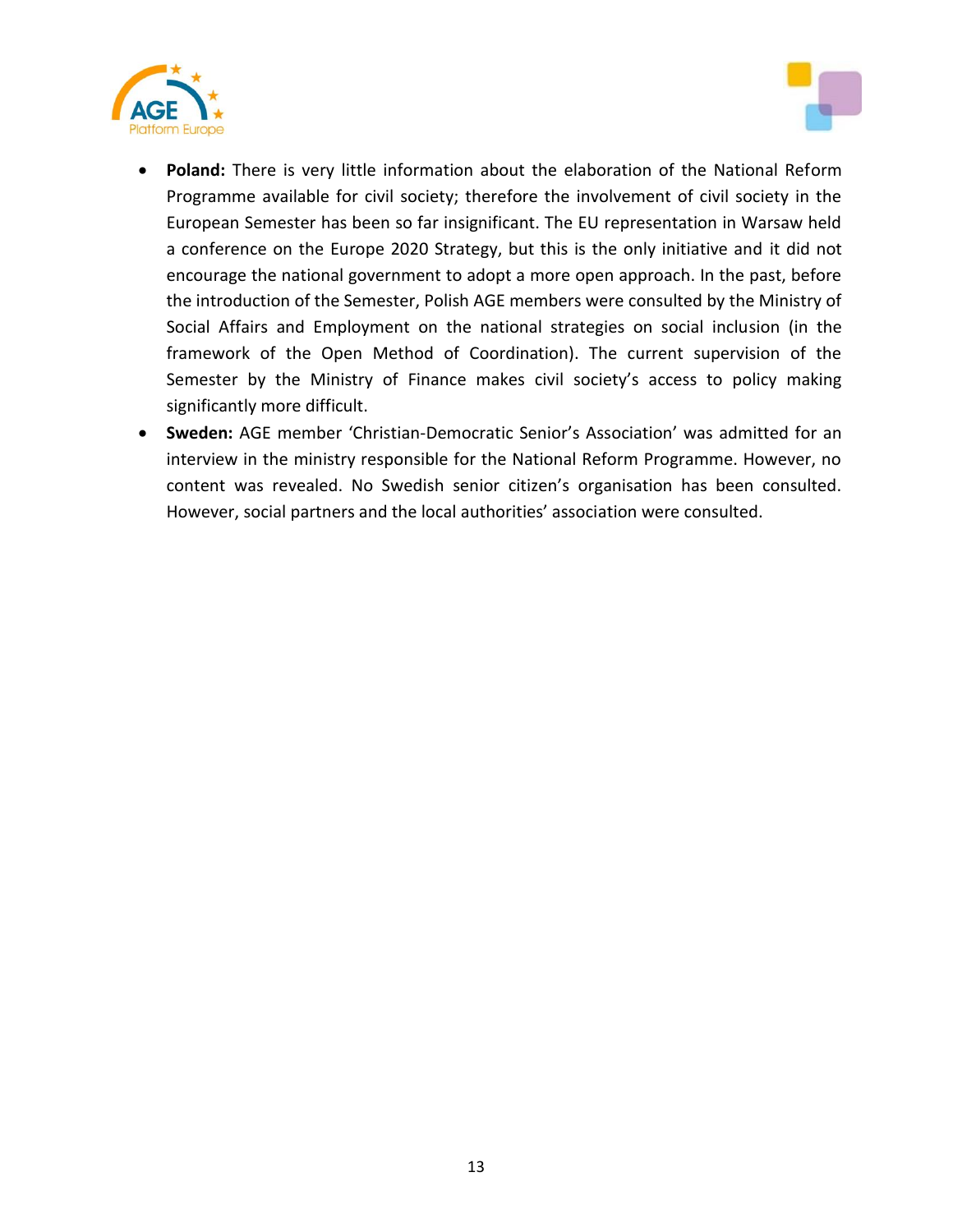- **Poland:** There is very little information about the elaboration of the National Reform Programme available for civil society; therefore the involvement of civil society in the European Semester has been so far insignificant. The EU representation in Warsaw held a conference on the Europe 2020 Strategy, but this is the only initiative and it did not encourage the national government to adopt a more open approach. In the past, before the introduction of the Semester, Polish AGE members were consulted by the Ministry of Social Affairs and Employment on the national strategies on social inclusion (in the framework of the Open Method of Coordination). The current supervision of the Semester by the Ministry of Finance makes civil society's access to policy making significantly more difficult.
- **Sweden:** AGE member 'Christian-Democratic Senior's Association' was admitted for an interview in the ministry responsible for the National Reform Programme. However, no content was revealed. No Swedish senior citizen's organisation has been consulted. However, social partners and the local authorities' association were consulted.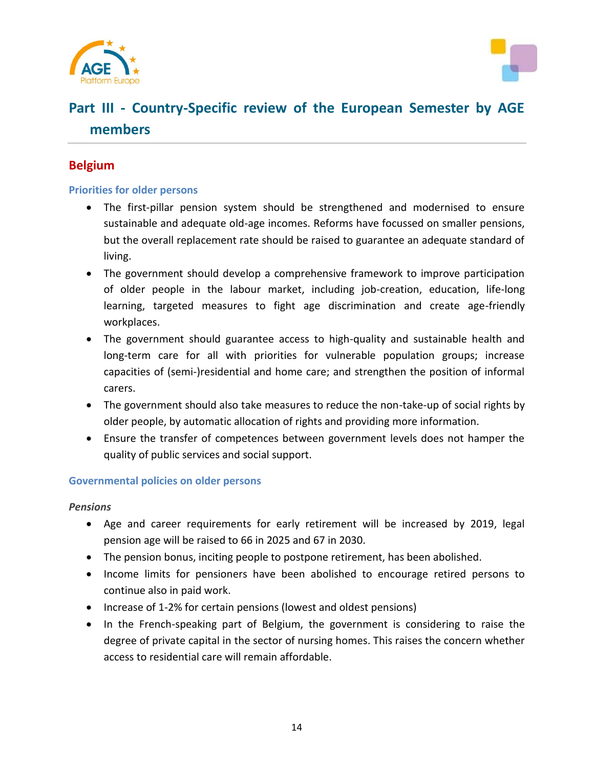# Part III - Country-Specific review of the European Semester by AGE members

## Belgium

### Priorities for older persons

- The first-pillar pension system should be strengthened and modernised to ensure sustainable and adequate old-age incomes. Reforms have focussed on smaller pensions, but the overall replacement rate should be raised to guarantee an adequate standard of living.
- The government should develop a comprehensive framework to improve participation of older people in the labour market, including job-creation, education, life-long learning, targeted measures to fight age discrimination and create age-friendly workplaces.
- The government should guarantee access to high-quality and sustainable health and long-term care for all with priorities for vulnerable population groups; increase capacities of (semi-)residential and home care; and strengthen the position of informal carers.
- The government should also take measures to reduce the non-take-up of social rights by older people, by automatic allocation of rights and providing more information.
- Ensure the transfer of competences between government levels does not hamper the quality of public services and social support.

### Governmental policies on older persons

*Pensions*

- Age and career requirements for early retirement will be increased by 2019, legal pension age will be raised to 66 in 2025 and 67 in 2030.
- The pension bonus, inciting people to postpone retirement, has been abolished.
- Income limits for pensioners have been abolished to encourage retired persons to continue also in paid work.
- Increase of 1-2% for certain pensions (lowest and oldest pensions)
- In the French-speaking part of Belgium, the government is considering to raise the degree of private capital in the sector of nursing homes. This raises the concern whether access to residential care will remain affordable.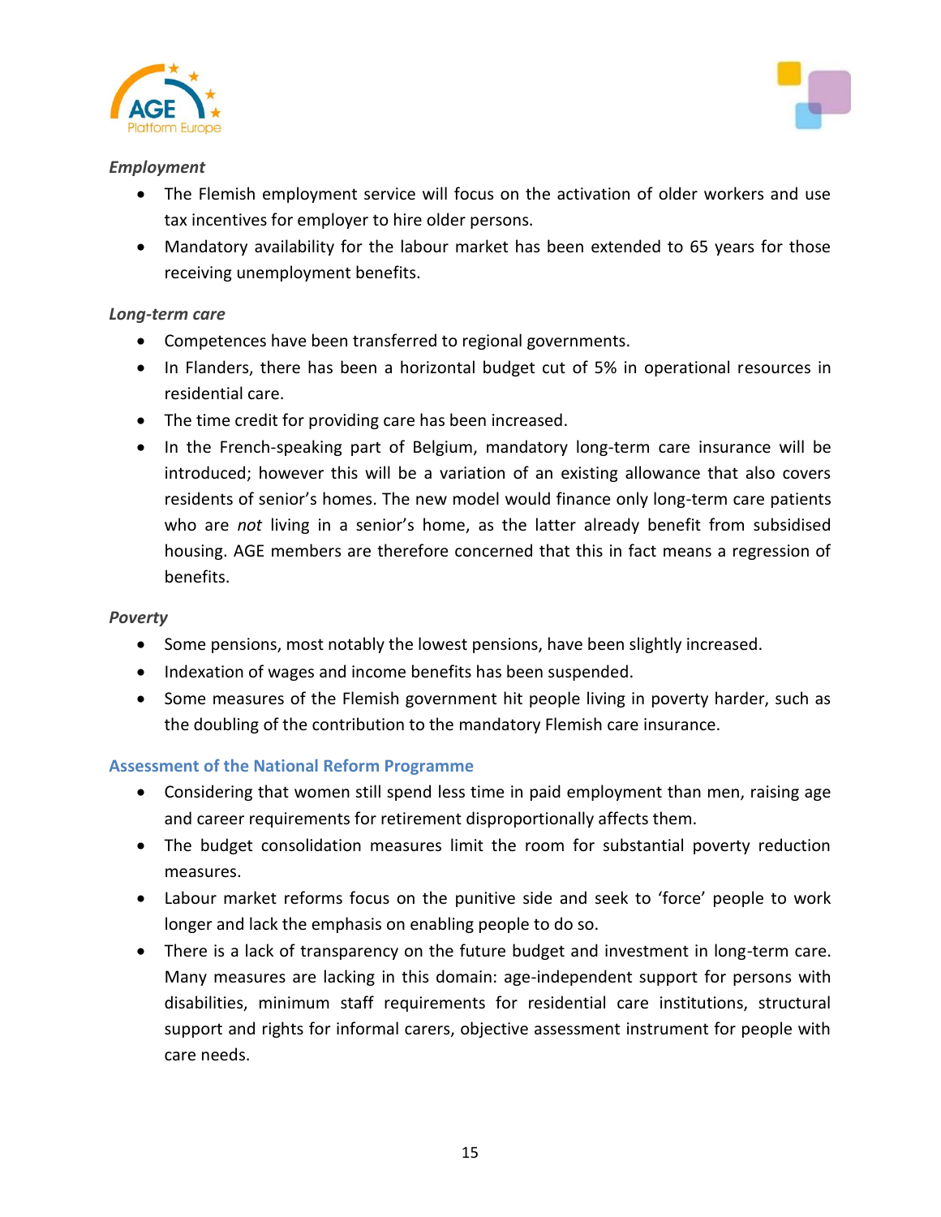*Employment*

- The Flemish employment service will focus on the activation of older workers and use tax incentives for employer to hire older persons.
- Mandatory availability for the labour market has been extended to 65 years for those receiving unemployment benefits.

*Long-term care*

- Competences have been transferred to regional governments.
- In Flanders, there has been a horizontal budget cut of 5% in operational resources in residential care.
- The time credit for providing care has been increased.
- In the French-speaking part of Belgium, mandatory long-term care insurance will be introduced; however this will be a variation of an existing allowance that also covers residents of senior's homes. The new model would finance only long-term care patients who are *not* living in a senior's home, as the latter already benefit from subsidised housing. AGE members are therefore concerned that this in fact means a regression of benefits.

*Poverty*

- Some pensions, most notably the lowest pensions, have been slightly increased.
- Indexation of wages and income benefits has been suspended.
- Some measures of the Flemish government hit people living in poverty harder, such as the doubling of the contribution to the mandatory Flemish care insurance.

### Assessment of the National Reform Programme

- Considering that women still spend less time in paid employment than men, raising age and career requirements for retirement disproportionally affects them.
- The budget consolidation measures limit the room for substantial poverty reduction measures.
- Labour market reforms focus on the punitive side and seek to 'force' people to work longer and lack the emphasis on enabling people to do so.
- There is a lack of transparency on the future budget and investment in long-term care. Many measures are lacking in this domain: age-independent support for persons with disabilities, minimum staff requirements for residential care institutions, structural support and rights for informal carers, objective assessment instrument for people with care needs.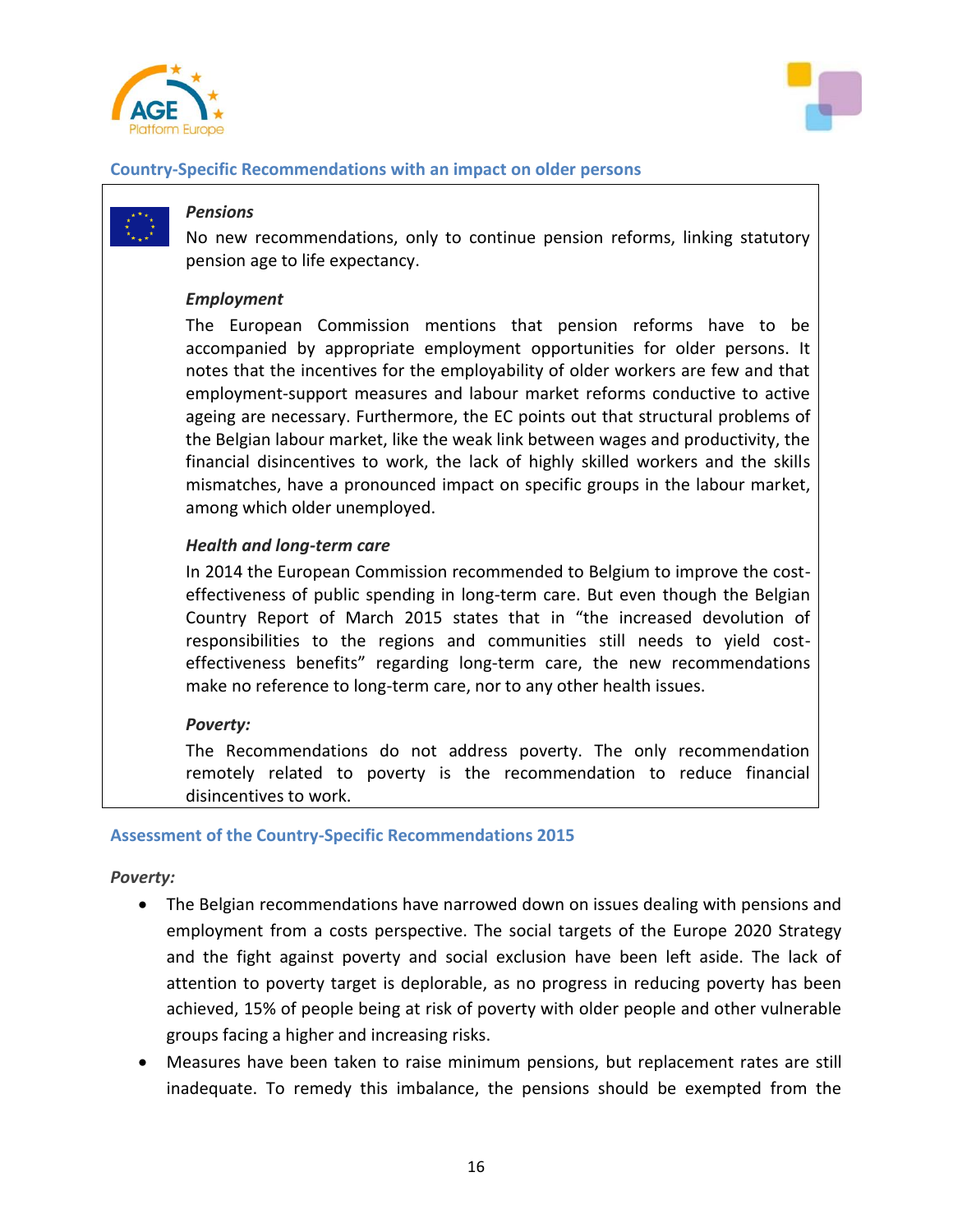## Country-Specific Recommendations with an impact on older persons

***Pensions***

No new recommendations, only to continue pension reforms, linking statutory pension age to life expectancy.

***Employment***

The European Commission mentions that pension reforms have to be accompanied by appropriate employment opportunities for older persons. It notes that the incentives for the employability of older workers are few and that employment-support measures and labour market reforms conductive to active ageing are necessary. Furthermore, the EC points out that structural problems of the Belgian labour market, like the weak link between wages and productivity, the financial disincentives to work, the lack of highly skilled workers and the skills mismatches, have a pronounced impact on specific groups in the labour market, among which older unemployed.

***Health and long-term care***

In 2014 the European Commission recommended to Belgium to improve the cost-effectiveness of public spending in long-term care. But even though the Belgian Country Report of March 2015 states that in "the increased devolution of responsibilities to the regions and communities still needs to yield cost-effectiveness benefits" regarding long-term care, the new recommendations make no reference to long-term care, nor to any other health issues.

***Poverty:***

The Recommendations do not address poverty. The only recommendation remotely related to poverty is the recommendation to reduce financial disincentives to work.

## Assessment of the Country-Specific Recommendations 2015

*Poverty:*

- The Belgian recommendations have narrowed down on issues dealing with pensions and employment from a costs perspective. The social targets of the Europe 2020 Strategy and the fight against poverty and social exclusion have been left aside. The lack of attention to poverty target is deplorable, as no progress in reducing poverty has been achieved, 15% of people being at risk of poverty with older people and other vulnerable groups facing a higher and increasing risks.
- Measures have been taken to raise minimum pensions, but replacement rates are still inadequate. To remedy this imbalance, the pensions should be exempted from the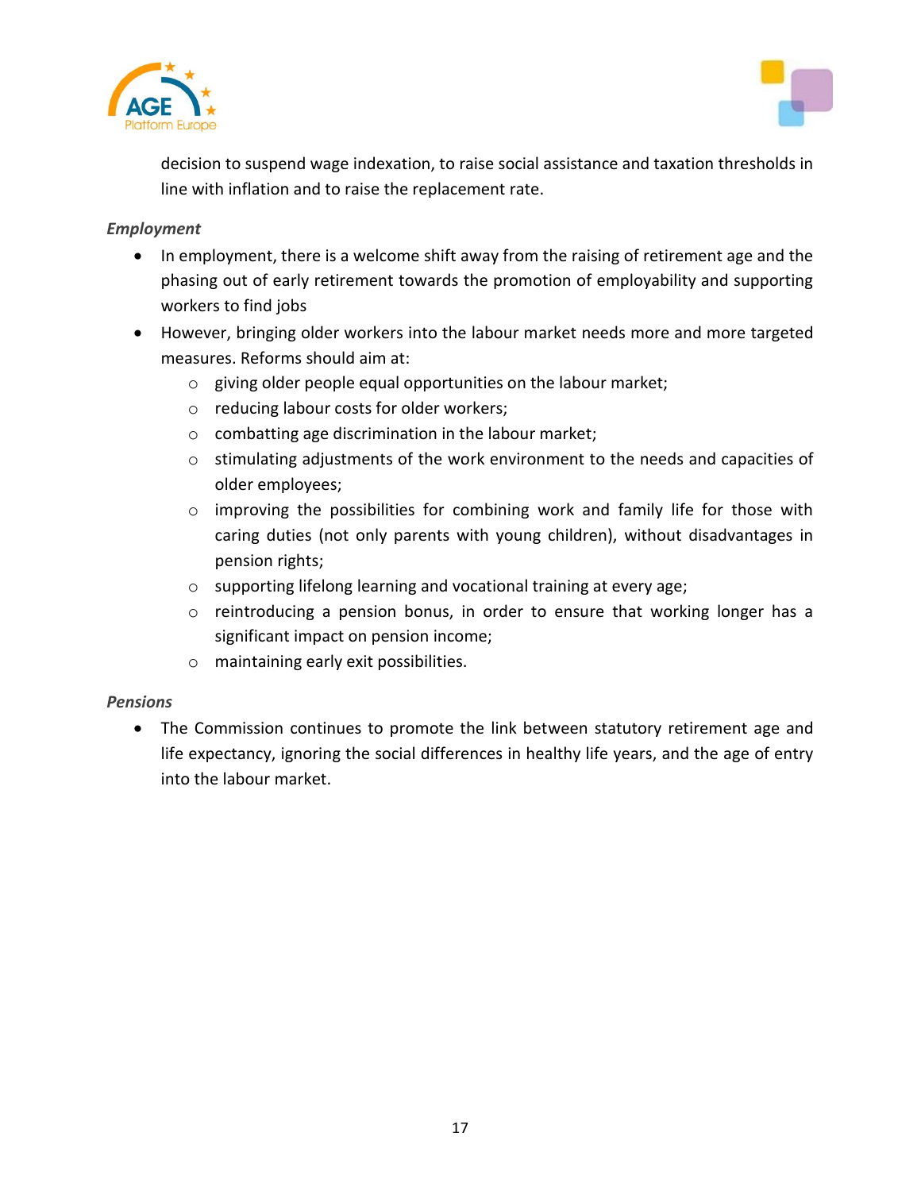decision to suspend wage indexation, to raise social assistance and taxation thresholds in line with inflation and to raise the replacement rate.

***Employment***

- In employment, there is a welcome shift away from the raising of retirement age and the phasing out of early retirement towards the promotion of employability and supporting workers to find jobs
- However, bringing older workers into the labour market needs more and more targeted measures. Reforms should aim at:
  - giving older people equal opportunities on the labour market;
  - reducing labour costs for older workers;
  - combatting age discrimination in the labour market;
  - stimulating adjustments of the work environment to the needs and capacities of older employees;
  - improving the possibilities for combining work and family life for those with caring duties (not only parents with young children), without disadvantages in pension rights;
  - supporting lifelong learning and vocational training at every age;
  - reintroducing a pension bonus, in order to ensure that working longer has a significant impact on pension income;
  - maintaining early exit possibilities.

***Pensions***

- The Commission continues to promote the link between statutory retirement age and life expectancy, ignoring the social differences in healthy life years, and the age of entry into the labour market.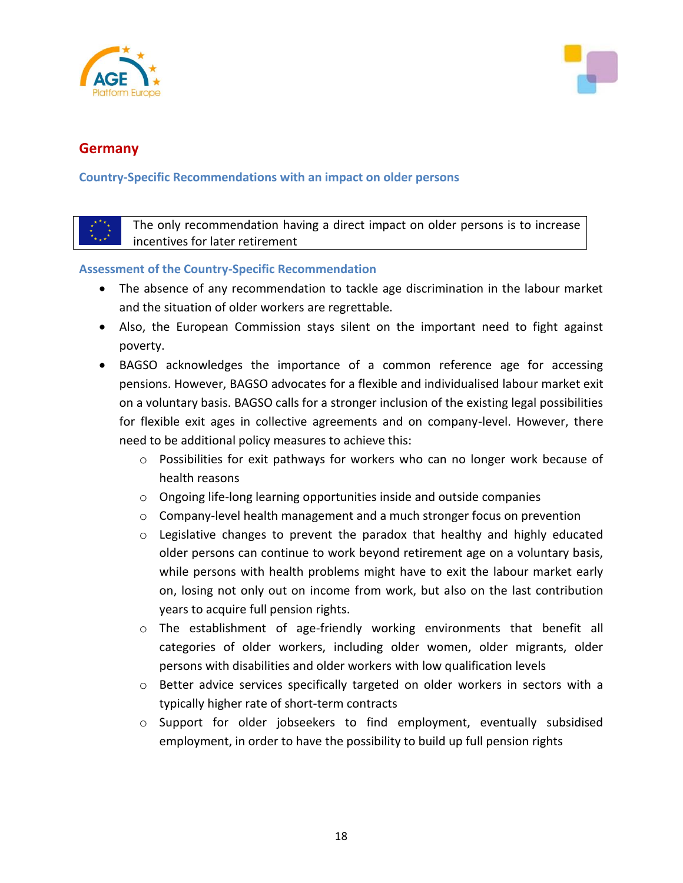## Germany

### Country-Specific Recommendations with an impact on older persons

> The only recommendation having a direct impact on older persons is to increase incentives for later retirement

### Assessment of the Country-Specific Recommendation

- The absence of any recommendation to tackle age discrimination in the labour market and the situation of older workers are regrettable.
- Also, the European Commission stays silent on the important need to fight against poverty.
- BAGSO acknowledges the importance of a common reference age for accessing pensions. However, BAGSO advocates for a flexible and individualised labour market exit on a voluntary basis. BAGSO calls for a stronger inclusion of the existing legal possibilities for flexible exit ages in collective agreements and on company-level. However, there need to be additional policy measures to achieve this:
  - Possibilities for exit pathways for workers who can no longer work because of health reasons
  - Ongoing life-long learning opportunities inside and outside companies
  - Company-level health management and a much stronger focus on prevention
  - Legislative changes to prevent the paradox that healthy and highly educated older persons can continue to work beyond retirement age on a voluntary basis, while persons with health problems might have to exit the labour market early on, losing not only out on income from work, but also on the last contribution years to acquire full pension rights.
  - The establishment of age-friendly working environments that benefit all categories of older workers, including older women, older migrants, older persons with disabilities and older workers with low qualification levels
  - Better advice services specifically targeted on older workers in sectors with a typically higher rate of short-term contracts
  - Support for older jobseekers to find employment, eventually subsidised employment, in order to have the possibility to build up full pension rights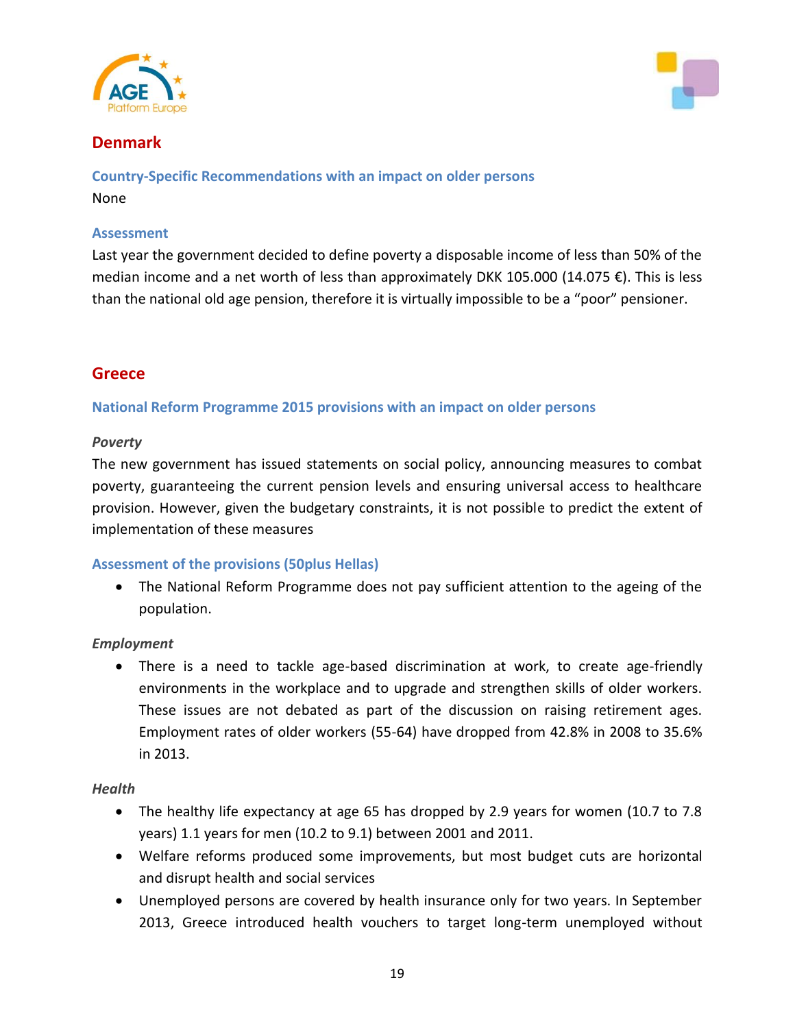## Denmark

### Country-Specific Recommendations with an impact on older persons

None

### Assessment

Last year the government decided to define poverty a disposable income of less than 50% of the median income and a net worth of less than approximately DKK 105.000 (14.075 €). This is less than the national old age pension, therefore it is virtually impossible to be a "poor" pensioner.

## Greece

### National Reform Programme 2015 provisions with an impact on older persons

***Poverty***

The new government has issued statements on social policy, announcing measures to combat poverty, guaranteeing the current pension levels and ensuring universal access to healthcare provision. However, given the budgetary constraints, it is not possible to predict the extent of implementation of these measures

### Assessment of the provisions (50plus Hellas)

- The National Reform Programme does not pay sufficient attention to the ageing of the population.

***Employment***

- There is a need to tackle age-based discrimination at work, to create age-friendly environments in the workplace and to upgrade and strengthen skills of older workers. These issues are not debated as part of the discussion on raising retirement ages. Employment rates of older workers (55-64) have dropped from 42.8% in 2008 to 35.6% in 2013.

***Health***

- The healthy life expectancy at age 65 has dropped by 2.9 years for women (10.7 to 7.8 years) 1.1 years for men (10.2 to 9.1) between 2001 and 2011.
- Welfare reforms produced some improvements, but most budget cuts are horizontal and disrupt health and social services
- Unemployed persons are covered by health insurance only for two years. In September 2013, Greece introduced health vouchers to target long-term unemployed without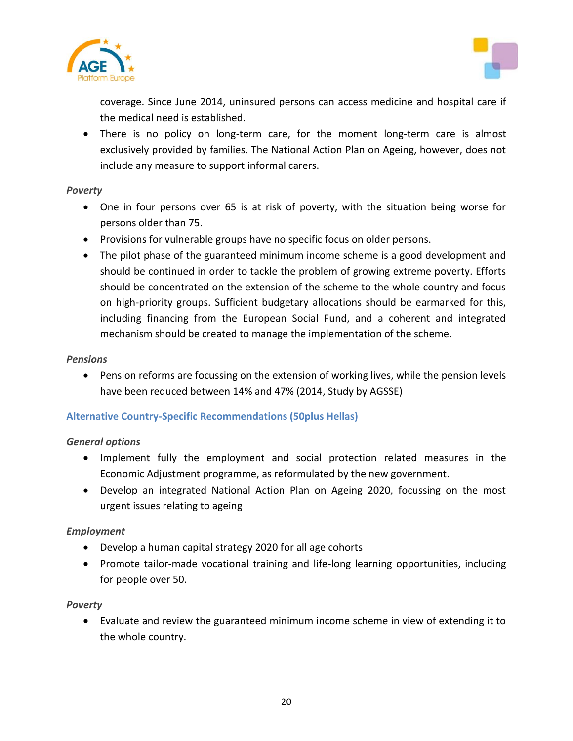coverage. Since June 2014, uninsured persons can access medicine and hospital care if the medical need is established.

- There is no policy on long-term care, for the moment long-term care is almost exclusively provided by families. The National Action Plan on Ageing, however, does not include any measure to support informal carers.

*Poverty*

- One in four persons over 65 is at risk of poverty, with the situation being worse for persons older than 75.
- Provisions for vulnerable groups have no specific focus on older persons.
- The pilot phase of the guaranteed minimum income scheme is a good development and should be continued in order to tackle the problem of growing extreme poverty. Efforts should be concentrated on the extension of the scheme to the whole country and focus on high-priority groups. Sufficient budgetary allocations should be earmarked for this, including financing from the European Social Fund, and a coherent and integrated mechanism should be created to manage the implementation of the scheme.

*Pensions*

- Pension reforms are focussing on the extension of working lives, while the pension levels have been reduced between 14% and 47% (2014, Study by AGSSE)

### Alternative Country-Specific Recommendations (50plus Hellas)

*General options*

- Implement fully the employment and social protection related measures in the Economic Adjustment programme, as reformulated by the new government.
- Develop an integrated National Action Plan on Ageing 2020, focussing on the most urgent issues relating to ageing

*Employment*

- Develop a human capital strategy 2020 for all age cohorts
- Promote tailor-made vocational training and life-long learning opportunities, including for people over 50.

*Poverty*

- Evaluate and review the guaranteed minimum income scheme in view of extending it to the whole country.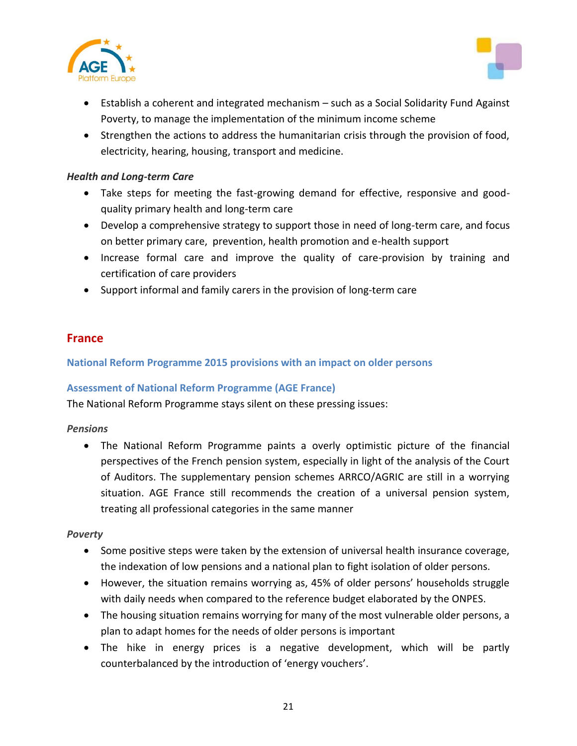- Establish a coherent and integrated mechanism – such as a Social Solidarity Fund Against Poverty, to manage the implementation of the minimum income scheme
- Strengthen the actions to address the humanitarian crisis through the provision of food, electricity, hearing, housing, transport and medicine.

*Health and Long-term Care*

- Take steps for meeting the fast-growing demand for effective, responsive and good-quality primary health and long-term care
- Develop a comprehensive strategy to support those in need of long-term care, and focus on better primary care, prevention, health promotion and e-health support
- Increase formal care and improve the quality of care-provision by training and certification of care providers
- Support informal and family carers in the provision of long-term care

## France

### National Reform Programme 2015 provisions with an impact on older persons

### Assessment of National Reform Programme (AGE France)

The National Reform Programme stays silent on these pressing issues:

*Pensions*

- The National Reform Programme paints a overly optimistic picture of the financial perspectives of the French pension system, especially in light of the analysis of the Court of Auditors. The supplementary pension schemes ARRCO/AGRIC are still in a worrying situation. AGE France still recommends the creation of a universal pension system, treating all professional categories in the same manner

*Poverty*

- Some positive steps were taken by the extension of universal health insurance coverage, the indexation of low pensions and a national plan to fight isolation of older persons.
- However, the situation remains worrying as, 45% of older persons' households struggle with daily needs when compared to the reference budget elaborated by the ONPES.
- The housing situation remains worrying for many of the most vulnerable older persons, a plan to adapt homes for the needs of older persons is important
- The hike in energy prices is a negative development, which will be partly counterbalanced by the introduction of 'energy vouchers'.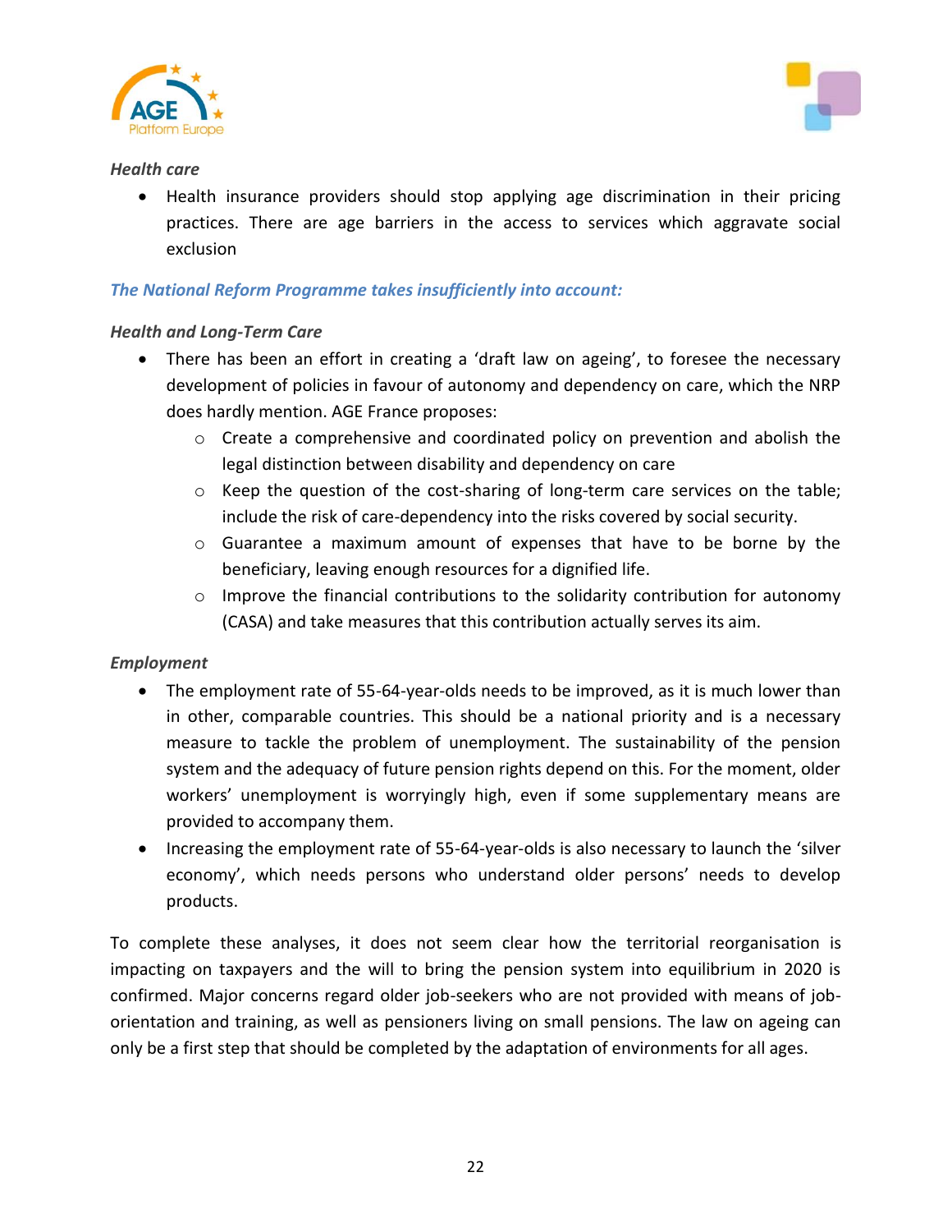*Health care*

- Health insurance providers should stop applying age discrimination in their pricing practices. There are age barriers in the access to services which aggravate social exclusion

***The National Reform Programme takes insufficiently into account:***

*Health and Long-Term Care*

- There has been an effort in creating a 'draft law on ageing', to foresee the necessary development of policies in favour of autonomy and dependency on care, which the NRP does hardly mention. AGE France proposes:
  - Create a comprehensive and coordinated policy on prevention and abolish the legal distinction between disability and dependency on care
  - Keep the question of the cost-sharing of long-term care services on the table; include the risk of care-dependency into the risks covered by social security.
  - Guarantee a maximum amount of expenses that have to be borne by the beneficiary, leaving enough resources for a dignified life.
  - Improve the financial contributions to the solidarity contribution for autonomy (CASA) and take measures that this contribution actually serves its aim.

*Employment*

- The employment rate of 55-64-year-olds needs to be improved, as it is much lower than in other, comparable countries. This should be a national priority and is a necessary measure to tackle the problem of unemployment. The sustainability of the pension system and the adequacy of future pension rights depend on this. For the moment, older workers' unemployment is worryingly high, even if some supplementary means are provided to accompany them.
- Increasing the employment rate of 55-64-year-olds is also necessary to launch the 'silver economy', which needs persons who understand older persons' needs to develop products.

To complete these analyses, it does not seem clear how the territorial reorganisation is impacting on taxpayers and the will to bring the pension system into equilibrium in 2020 is confirmed. Major concerns regard older job-seekers who are not provided with means of job-orientation and training, as well as pensioners living on small pensions. The law on ageing can only be a first step that should be completed by the adaptation of environments for all ages.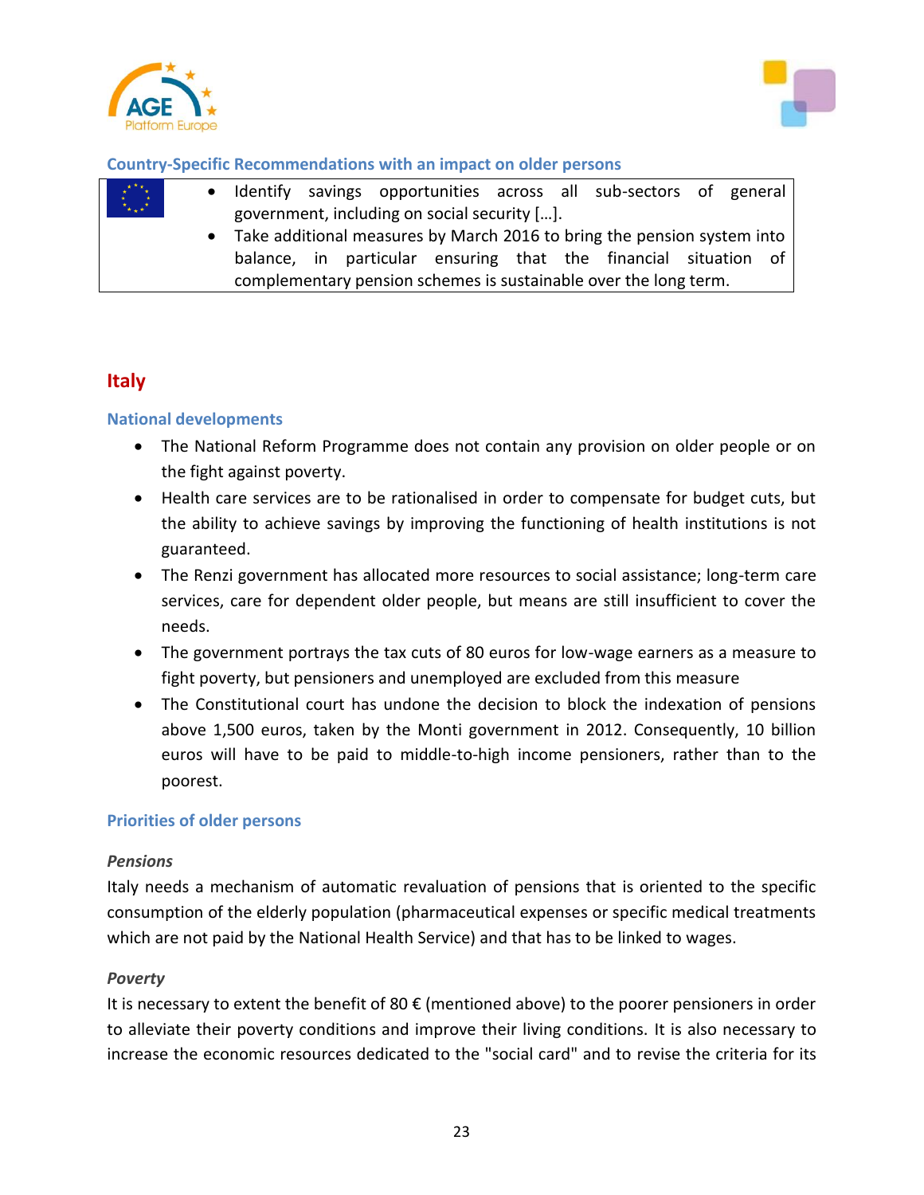### Country-Specific Recommendations with an impact on older persons

- Identify savings opportunities across all sub-sectors of general government, including on social security […].
- Take additional measures by March 2016 to bring the pension system into balance, in particular ensuring that the financial situation of complementary pension schemes is sustainable over the long term.

## Italy

### National developments

- The National Reform Programme does not contain any provision on older people or on the fight against poverty.
- Health care services are to be rationalised in order to compensate for budget cuts, but the ability to achieve savings by improving the functioning of health institutions is not guaranteed.
- The Renzi government has allocated more resources to social assistance; long-term care services, care for dependent older people, but means are still insufficient to cover the needs.
- The government portrays the tax cuts of 80 euros for low-wage earners as a measure to fight poverty, but pensioners and unemployed are excluded from this measure
- The Constitutional court has undone the decision to block the indexation of pensions above 1,500 euros, taken by the Monti government in 2012. Consequently, 10 billion euros will have to be paid to middle-to-high income pensioners, rather than to the poorest.

### Priorities of older persons

***Pensions***

Italy needs a mechanism of automatic revaluation of pensions that is oriented to the specific consumption of the elderly population (pharmaceutical expenses or specific medical treatments which are not paid by the National Health Service) and that has to be linked to wages.

***Poverty***

It is necessary to extent the benefit of 80 € (mentioned above) to the poorer pensioners in order to alleviate their poverty conditions and improve their living conditions. It is also necessary to increase the economic resources dedicated to the "social card" and to revise the criteria for its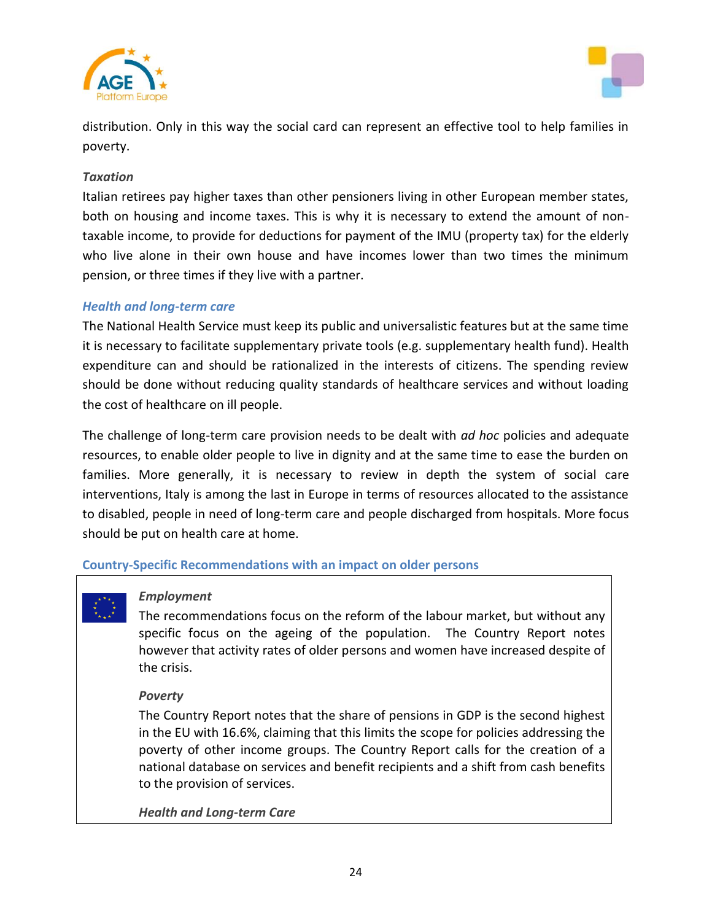distribution. Only in this way the social card can represent an effective tool to help families in poverty.

***Taxation***

Italian retirees pay higher taxes than other pensioners living in other European member states, both on housing and income taxes. This is why it is necessary to extend the amount of non-taxable income, to provide for deductions for payment of the IMU (property tax) for the elderly who live alone in their own house and have incomes lower than two times the minimum pension, or three times if they live with a partner.

### *Health and long-term care*

The National Health Service must keep its public and universalistic features but at the same time it is necessary to facilitate supplementary private tools (e.g. supplementary health fund). Health expenditure can and should be rationalized in the interests of citizens. The spending review should be done without reducing quality standards of healthcare services and without loading the cost of healthcare on ill people.

The challenge of long-term care provision needs to be dealt with *ad hoc* policies and adequate resources, to enable older people to live in dignity and at the same time to ease the burden on families. More generally, it is necessary to review in depth the system of social care interventions, Italy is among the last in Europe in terms of resources allocated to the assistance to disabled, people in need of long-term care and people discharged from hospitals. More focus should be put on health care at home.

### Country-Specific Recommendations with an impact on older persons

***Employment***

The recommendations focus on the reform of the labour market, but without any specific focus on the ageing of the population. The Country Report notes however that activity rates of older persons and women have increased despite of the crisis.

***Poverty***

The Country Report notes that the share of pensions in GDP is the second highest in the EU with 16.6%, claiming that this limits the scope for policies addressing the poverty of other income groups. The Country Report calls for the creation of a national database on services and benefit recipients and a shift from cash benefits to the provision of services.

***Health and Long-term Care***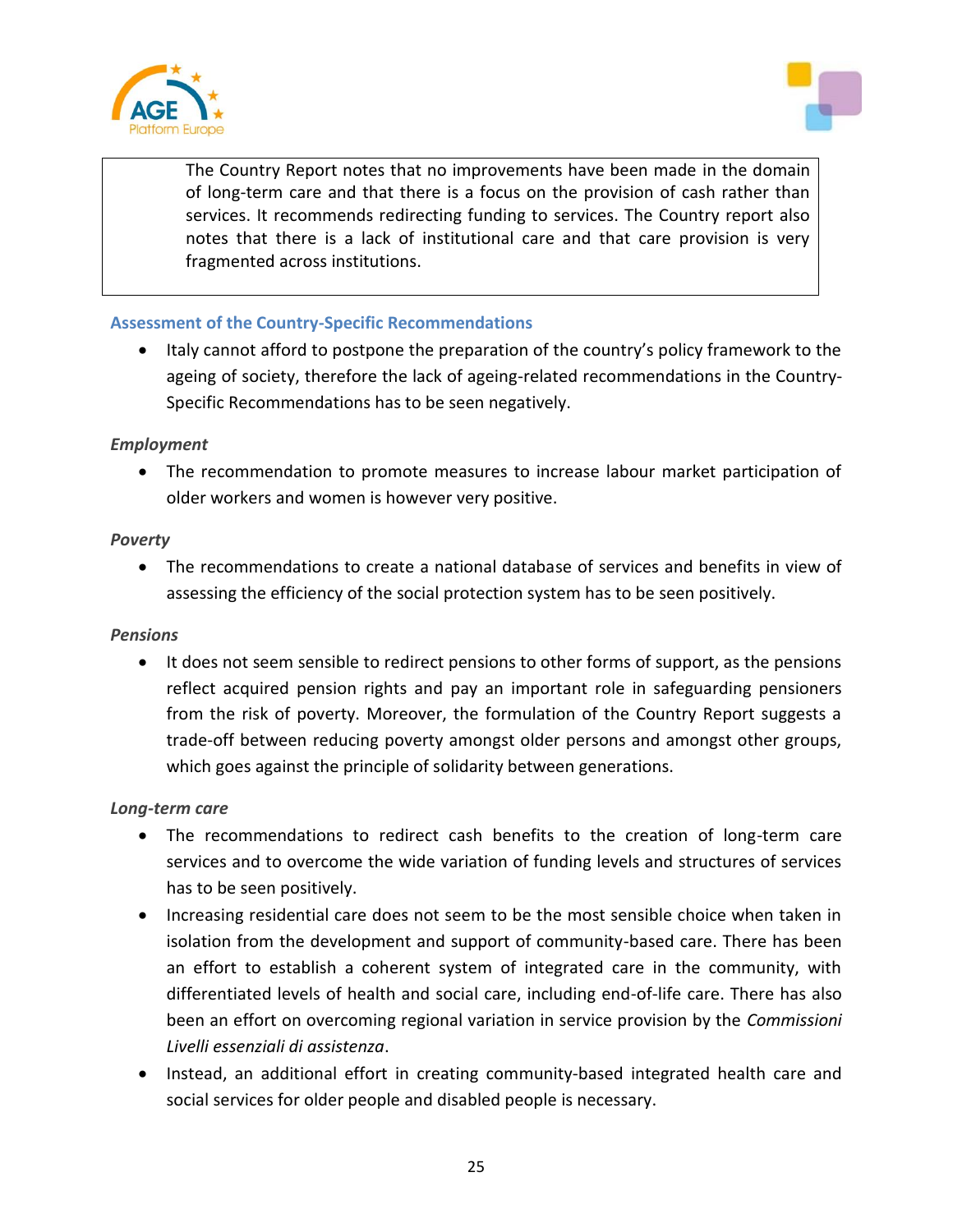The Country Report notes that no improvements have been made in the domain of long-term care and that there is a focus on the provision of cash rather than services. It recommends redirecting funding to services. The Country report also notes that there is a lack of institutional care and that care provision is very fragmented across institutions.

### Assessment of the Country-Specific Recommendations

- Italy cannot afford to postpone the preparation of the country's policy framework to the ageing of society, therefore the lack of ageing-related recommendations in the Country-Specific Recommendations has to be seen negatively.

***Employment***

- The recommendation to promote measures to increase labour market participation of older workers and women is however very positive.

***Poverty***

- The recommendations to create a national database of services and benefits in view of assessing the efficiency of the social protection system has to be seen positively.

***Pensions***

- It does not seem sensible to redirect pensions to other forms of support, as the pensions reflect acquired pension rights and pay an important role in safeguarding pensioners from the risk of poverty. Moreover, the formulation of the Country Report suggests a trade-off between reducing poverty amongst older persons and amongst other groups, which goes against the principle of solidarity between generations.

***Long-term care***

- The recommendations to redirect cash benefits to the creation of long-term care services and to overcome the wide variation of funding levels and structures of services has to be seen positively.
- Increasing residential care does not seem to be the most sensible choice when taken in isolation from the development and support of community-based care. There has been an effort to establish a coherent system of integrated care in the community, with differentiated levels of health and social care, including end-of-life care. There has also been an effort on overcoming regional variation in service provision by the *Commissioni Livelli essenziali di assistenza*.
- Instead, an additional effort in creating community-based integrated health care and social services for older people and disabled people is necessary.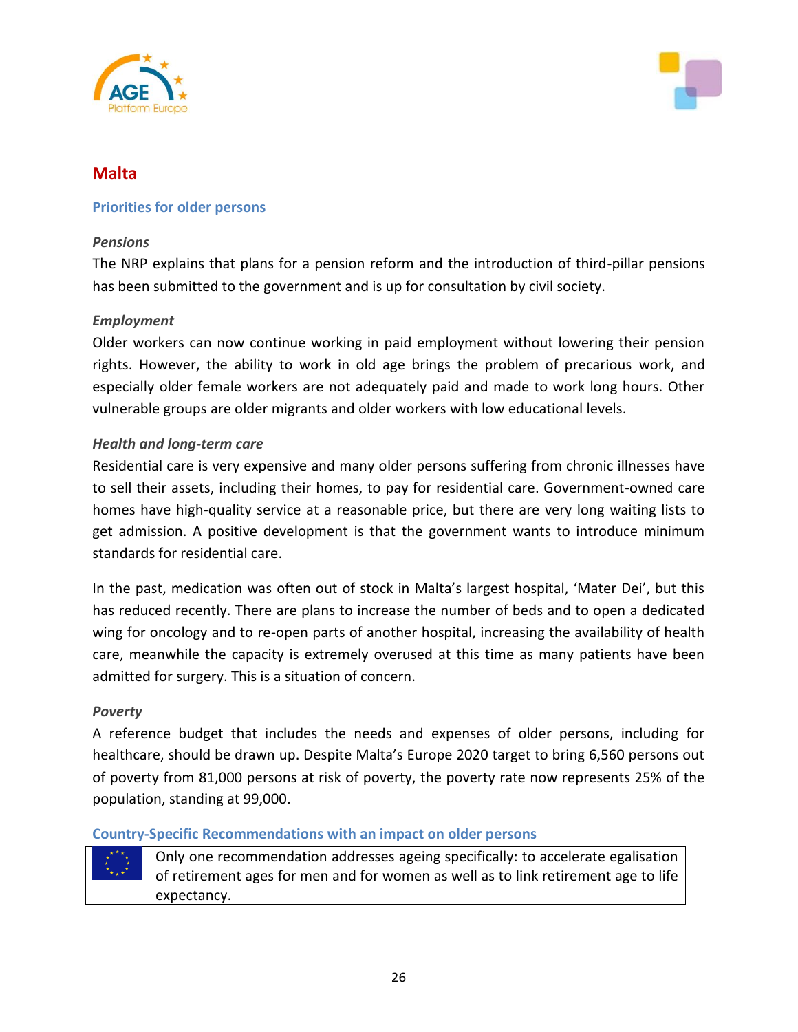## Malta

### Priorities for older persons

*Pensions*

The NRP explains that plans for a pension reform and the introduction of third-pillar pensions has been submitted to the government and is up for consultation by civil society.

*Employment*

Older workers can now continue working in paid employment without lowering their pension rights. However, the ability to work in old age brings the problem of precarious work, and especially older female workers are not adequately paid and made to work long hours. Other vulnerable groups are older migrants and older workers with low educational levels.

*Health and long-term care*

Residential care is very expensive and many older persons suffering from chronic illnesses have to sell their assets, including their homes, to pay for residential care. Government-owned care homes have high-quality service at a reasonable price, but there are very long waiting lists to get admission. A positive development is that the government wants to introduce minimum standards for residential care.

In the past, medication was often out of stock in Malta's largest hospital, 'Mater Dei', but this has reduced recently. There are plans to increase the number of beds and to open a dedicated wing for oncology and to re-open parts of another hospital, increasing the availability of health care, meanwhile the capacity is extremely overused at this time as many patients have been admitted for surgery. This is a situation of concern.

*Poverty*

A reference budget that includes the needs and expenses of older persons, including for healthcare, should be drawn up. Despite Malta's Europe 2020 target to bring 6,560 persons out of poverty from 81,000 persons at risk of poverty, the poverty rate now represents 25% of the population, standing at 99,000.

### Country-Specific Recommendations with an impact on older persons

Only one recommendation addresses ageing specifically: to accelerate egalisation of retirement ages for men and for women as well as to link retirement age to life expectancy.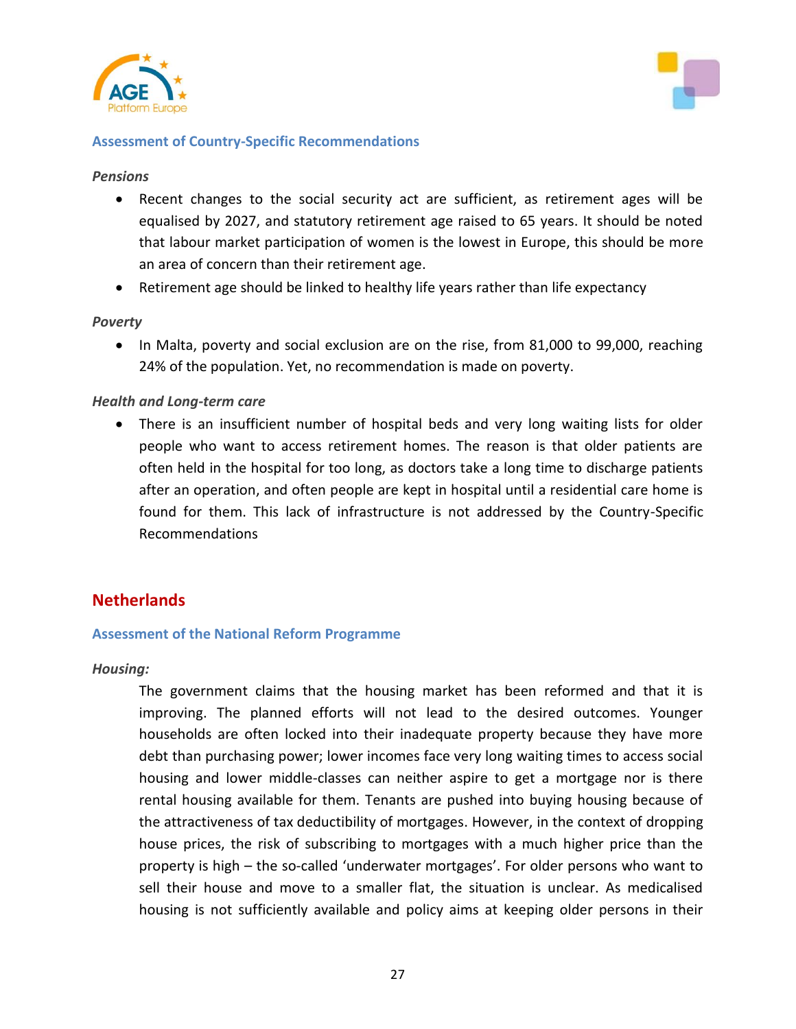### Assessment of Country-Specific Recommendations

*Pensions*

- Recent changes to the social security act are sufficient, as retirement ages will be equalised by 2027, and statutory retirement age raised to 65 years. It should be noted that labour market participation of women is the lowest in Europe, this should be more an area of concern than their retirement age.
- Retirement age should be linked to healthy life years rather than life expectancy

*Poverty*

- In Malta, poverty and social exclusion are on the rise, from 81,000 to 99,000, reaching 24% of the population. Yet, no recommendation is made on poverty.

*Health and Long-term care*

- There is an insufficient number of hospital beds and very long waiting lists for older people who want to access retirement homes. The reason is that older patients are often held in the hospital for too long, as doctors take a long time to discharge patients after an operation, and often people are kept in hospital until a residential care home is found for them. This lack of infrastructure is not addressed by the Country-Specific Recommendations

## Netherlands

### Assessment of the National Reform Programme

*Housing:*

The government claims that the housing market has been reformed and that it is improving. The planned efforts will not lead to the desired outcomes. Younger households are often locked into their inadequate property because they have more debt than purchasing power; lower incomes face very long waiting times to access social housing and lower middle-classes can neither aspire to get a mortgage nor is there rental housing available for them. Tenants are pushed into buying housing because of the attractiveness of tax deductibility of mortgages. However, in the context of dropping house prices, the risk of subscribing to mortgages with a much higher price than the property is high – the so-called 'underwater mortgages'. For older persons who want to sell their house and move to a smaller flat, the situation is unclear. As medicalised housing is not sufficiently available and policy aims at keeping older persons in their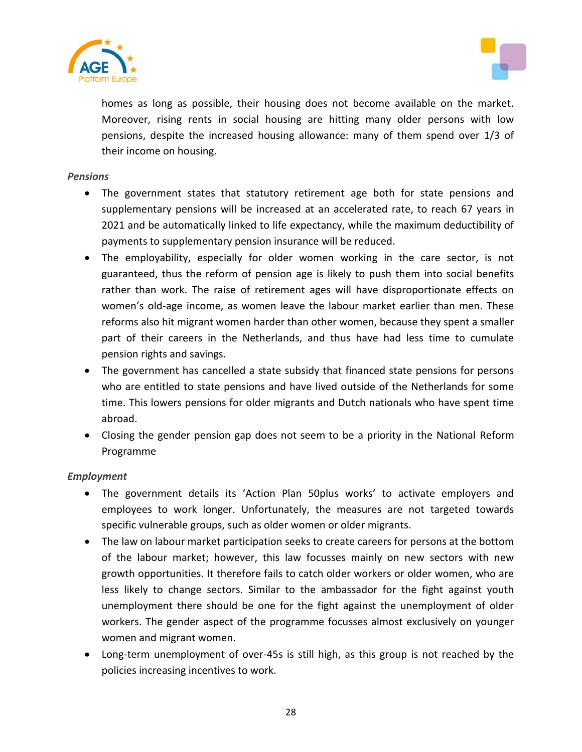homes as long as possible, their housing does not become available on the market. Moreover, rising rents in social housing are hitting many older persons with low pensions, despite the increased housing allowance: many of them spend over 1/3 of their income on housing.

*Pensions*

- The government states that statutory retirement age both for state pensions and supplementary pensions will be increased at an accelerated rate, to reach 67 years in 2021 and be automatically linked to life expectancy, while the maximum deductibility of payments to supplementary pension insurance will be reduced.
- The employability, especially for older women working in the care sector, is not guaranteed, thus the reform of pension age is likely to push them into social benefits rather than work. The raise of retirement ages will have disproportionate effects on women's old-age income, as women leave the labour market earlier than men. These reforms also hit migrant women harder than other women, because they spent a smaller part of their careers in the Netherlands, and thus have had less time to cumulate pension rights and savings.
- The government has cancelled a state subsidy that financed state pensions for persons who are entitled to state pensions and have lived outside of the Netherlands for some time. This lowers pensions for older migrants and Dutch nationals who have spent time abroad.
- Closing the gender pension gap does not seem to be a priority in the National Reform Programme

*Employment*

- The government details its 'Action Plan 50plus works' to activate employers and employees to work longer. Unfortunately, the measures are not targeted towards specific vulnerable groups, such as older women or older migrants.
- The law on labour market participation seeks to create careers for persons at the bottom of the labour market; however, this law focusses mainly on new sectors with new growth opportunities. It therefore fails to catch older workers or older women, who are less likely to change sectors. Similar to the ambassador for the fight against youth unemployment there should be one for the fight against the unemployment of older workers. The gender aspect of the programme focusses almost exclusively on younger women and migrant women.
- Long-term unemployment of over-45s is still high, as this group is not reached by the policies increasing incentives to work.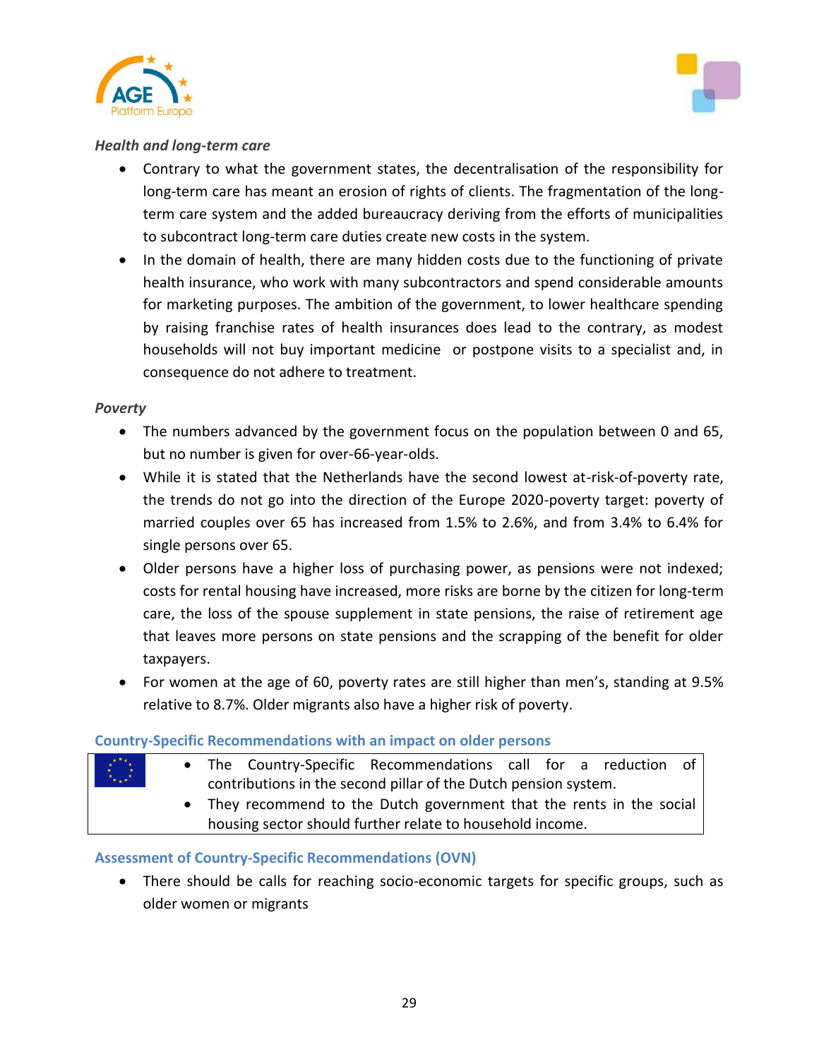*Health and long-term care*

- Contrary to what the government states, the decentralisation of the responsibility for long-term care has meant an erosion of rights of clients. The fragmentation of the long-term care system and the added bureaucracy deriving from the efforts of municipalities to subcontract long-term care duties create new costs in the system.
- In the domain of health, there are many hidden costs due to the functioning of private health insurance, who work with many subcontractors and spend considerable amounts for marketing purposes. The ambition of the government, to lower healthcare spending by raising franchise rates of health insurances does lead to the contrary, as modest households will not buy important medicine or postpone visits to a specialist and, in consequence do not adhere to treatment.

*Poverty*

- The numbers advanced by the government focus on the population between 0 and 65, but no number is given for over-66-year-olds.
- While it is stated that the Netherlands have the second lowest at-risk-of-poverty rate, the trends do not go into the direction of the Europe 2020-poverty target: poverty of married couples over 65 has increased from 1.5% to 2.6%, and from 3.4% to 6.4% for single persons over 65.
- Older persons have a higher loss of purchasing power, as pensions were not indexed; costs for rental housing have increased, more risks are borne by the citizen for long-term care, the loss of the spouse supplement in state pensions, the raise of retirement age that leaves more persons on state pensions and the scrapping of the benefit for older taxpayers.
- For women at the age of 60, poverty rates are still higher than men's, standing at 9.5% relative to 8.7%. Older migrants also have a higher risk of poverty.

### Country-Specific Recommendations with an impact on older persons

- The Country-Specific Recommendations call for a reduction of contributions in the second pillar of the Dutch pension system.
- They recommend to the Dutch government that the rents in the social housing sector should further relate to household income.

### Assessment of Country-Specific Recommendations (OVN)

- There should be calls for reaching socio-economic targets for specific groups, such as older women or migrants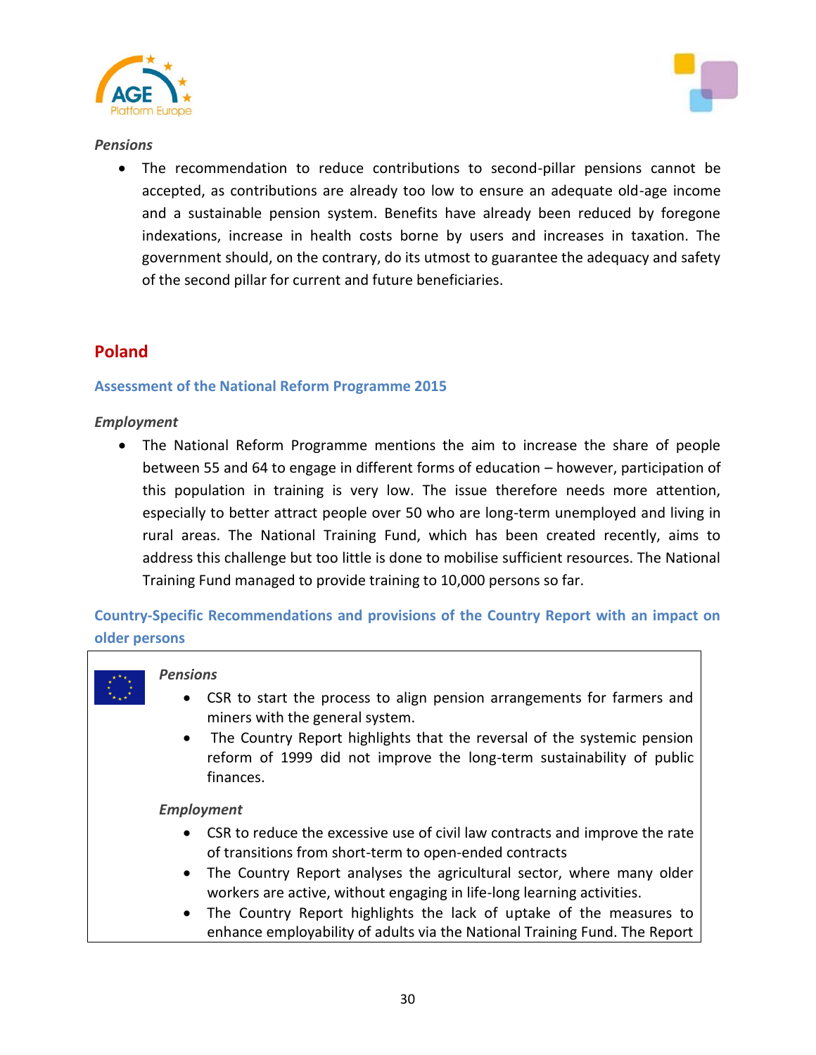*Pensions*

- The recommendation to reduce contributions to second-pillar pensions cannot be accepted, as contributions are already too low to ensure an adequate old-age income and a sustainable pension system. Benefits have already been reduced by foregone indexations, increase in health costs borne by users and increases in taxation. The government should, on the contrary, do its utmost to guarantee the adequacy and safety of the second pillar for current and future beneficiaries.

## Poland

### Assessment of the National Reform Programme 2015

*Employment*

- The National Reform Programme mentions the aim to increase the share of people between 55 and 64 to engage in different forms of education – however, participation of this population in training is very low. The issue therefore needs more attention, especially to better attract people over 50 who are long-term unemployed and living in rural areas. The National Training Fund, which has been created recently, aims to address this challenge but too little is done to mobilise sufficient resources. The National Training Fund managed to provide training to 10,000 persons so far.

### Country-Specific Recommendations and provisions of the Country Report with an impact on older persons

*Pensions*

- CSR to start the process to align pension arrangements for farmers and miners with the general system.
- The Country Report highlights that the reversal of the systemic pension reform of 1999 did not improve the long-term sustainability of public finances.

*Employment*

- CSR to reduce the excessive use of civil law contracts and improve the rate of transitions from short-term to open-ended contracts
- The Country Report analyses the agricultural sector, where many older workers are active, without engaging in life-long learning activities.
- The Country Report highlights the lack of uptake of the measures to enhance employability of adults via the National Training Fund. The Report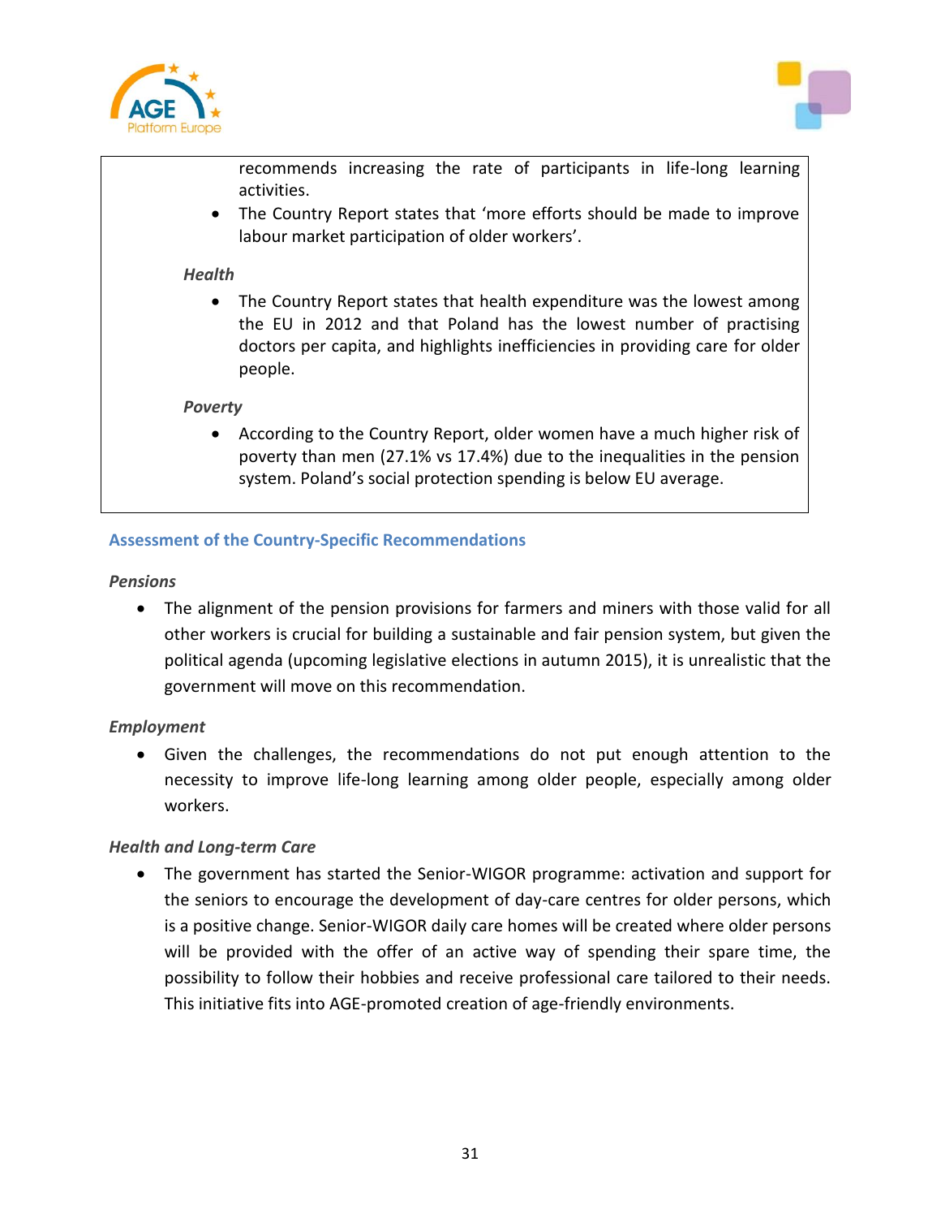recommends increasing the rate of participants in life-long learning activities.

- The Country Report states that 'more efforts should be made to improve labour market participation of older workers'.

*Health*

- The Country Report states that health expenditure was the lowest among the EU in 2012 and that Poland has the lowest number of practising doctors per capita, and highlights inefficiencies in providing care for older people.

*Poverty*

- According to the Country Report, older women have a much higher risk of poverty than men (27.1% vs 17.4%) due to the inequalities in the pension system. Poland's social protection spending is below EU average.

## Assessment of the Country-Specific Recommendations

***Pensions***

- The alignment of the pension provisions for farmers and miners with those valid for all other workers is crucial for building a sustainable and fair pension system, but given the political agenda (upcoming legislative elections in autumn 2015), it is unrealistic that the government will move on this recommendation.

***Employment***

- Given the challenges, the recommendations do not put enough attention to the necessity to improve life-long learning among older people, especially among older workers.

***Health and Long-term Care***

- The government has started the Senior-WIGOR programme: activation and support for the seniors to encourage the development of day-care centres for older persons, which is a positive change. Senior-WIGOR daily care homes will be created where older persons will be provided with the offer of an active way of spending their spare time, the possibility to follow their hobbies and receive professional care tailored to their needs. This initiative fits into AGE-promoted creation of age-friendly environments.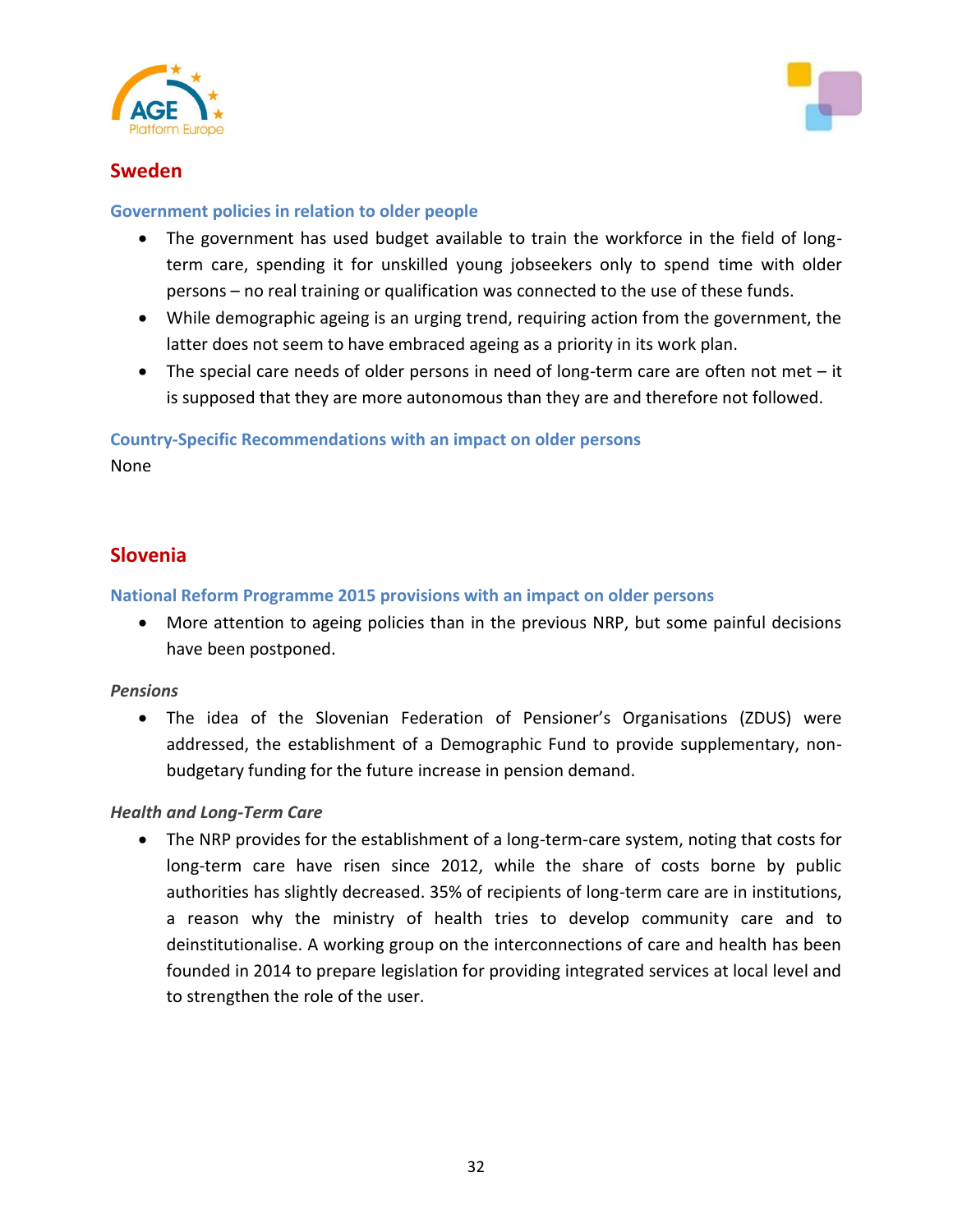## Sweden

### Government policies in relation to older people

- The government has used budget available to train the workforce in the field of long-term care, spending it for unskilled young jobseekers only to spend time with older persons – no real training or qualification was connected to the use of these funds.
- While demographic ageing is an urging trend, requiring action from the government, the latter does not seem to have embraced ageing as a priority in its work plan.
- The special care needs of older persons in need of long-term care are often not met – it is supposed that they are more autonomous than they are and therefore not followed.

### Country-Specific Recommendations with an impact on older persons

None

## Slovenia

### National Reform Programme 2015 provisions with an impact on older persons

- More attention to ageing policies than in the previous NRP, but some painful decisions have been postponed.

*Pensions*

- The idea of the Slovenian Federation of Pensioner's Organisations (ZDUS) were addressed, the establishment of a Demographic Fund to provide supplementary, non-budgetary funding for the future increase in pension demand.

*Health and Long-Term Care*

- The NRP provides for the establishment of a long-term-care system, noting that costs for long-term care have risen since 2012, while the share of costs borne by public authorities has slightly decreased. 35% of recipients of long-term care are in institutions, a reason why the ministry of health tries to develop community care and to deinstitutionalise. A working group on the interconnections of care and health has been founded in 2014 to prepare legislation for providing integrated services at local level and to strengthen the role of the user.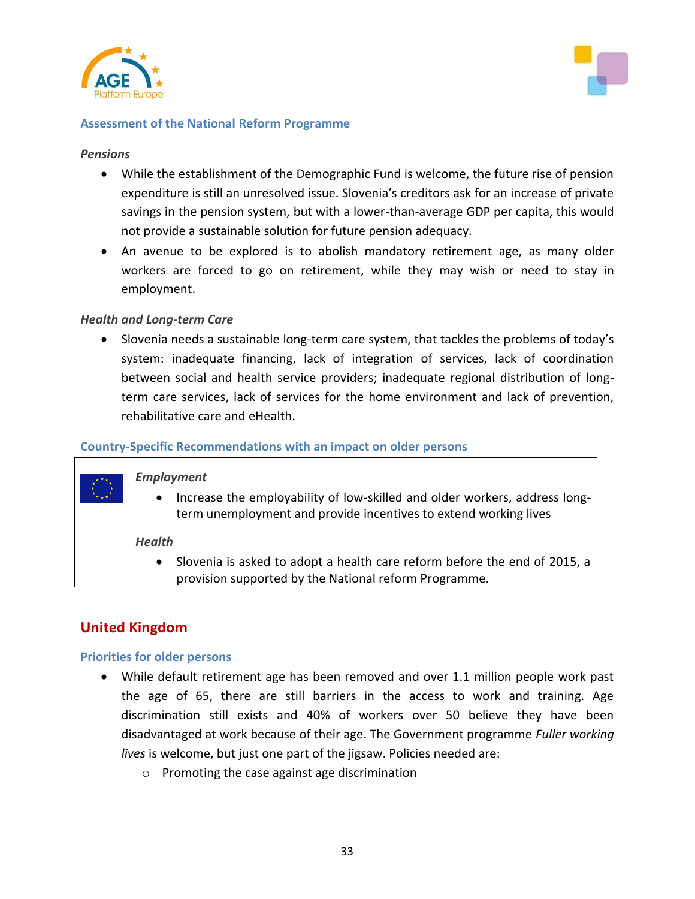### Assessment of the National Reform Programme

***Pensions***

- While the establishment of the Demographic Fund is welcome, the future rise of pension expenditure is still an unresolved issue. Slovenia's creditors ask for an increase of private savings in the pension system, but with a lower-than-average GDP per capita, this would not provide a sustainable solution for future pension adequacy.
- An avenue to be explored is to abolish mandatory retirement age, as many older workers are forced to go on retirement, while they may wish or need to stay in employment.

***Health and Long-term Care***

- Slovenia needs a sustainable long-term care system, that tackles the problems of today's system: inadequate financing, lack of integration of services, lack of coordination between social and health service providers; inadequate regional distribution of long-term care services, lack of services for the home environment and lack of prevention, rehabilitative care and eHealth.

### Country-Specific Recommendations with an impact on older persons

***Employment***

- Increase the employability of low-skilled and older workers, address long-term unemployment and provide incentives to extend working lives

***Health***

- Slovenia is asked to adopt a health care reform before the end of 2015, a provision supported by the National reform Programme.

## United Kingdom

### Priorities for older persons

- While default retirement age has been removed and over 1.1 million people work past the age of 65, there are still barriers in the access to work and training. Age discrimination still exists and 40% of workers over 50 believe they have been disadvantaged at work because of their age. The Government programme *Fuller working lives* is welcome, but just one part of the jigsaw. Policies needed are:
  - Promoting the case against age discrimination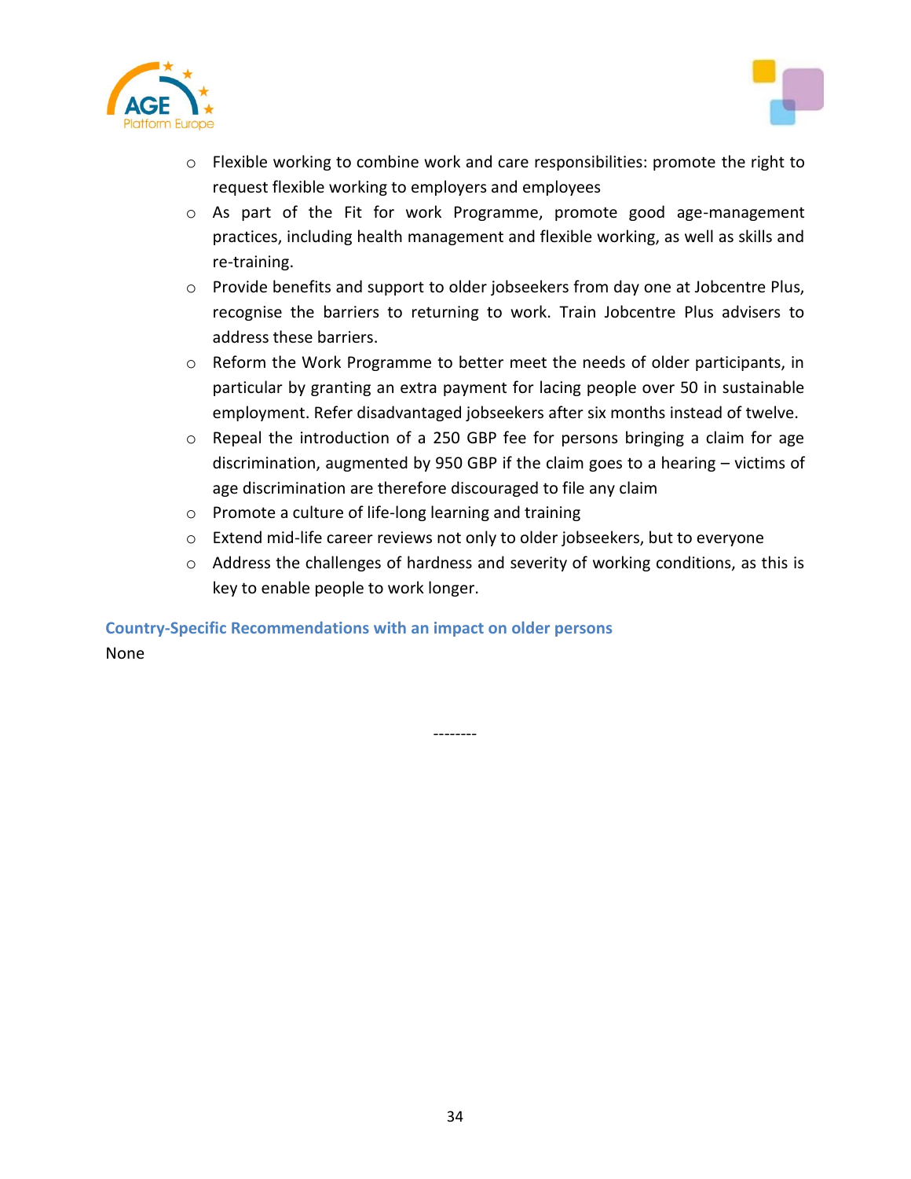- Flexible working to combine work and care responsibilities: promote the right to request flexible working to employers and employees
- As part of the Fit for work Programme, promote good age-management practices, including health management and flexible working, as well as skills and re-training.
- Provide benefits and support to older jobseekers from day one at Jobcentre Plus, recognise the barriers to returning to work. Train Jobcentre Plus advisers to address these barriers.
- Reform the Work Programme to better meet the needs of older participants, in particular by granting an extra payment for lacing people over 50 in sustainable employment. Refer disadvantaged jobseekers after six months instead of twelve.
- Repeal the introduction of a 250 GBP fee for persons bringing a claim for age discrimination, augmented by 950 GBP if the claim goes to a hearing – victims of age discrimination are therefore discouraged to file any claim
- Promote a culture of life-long learning and training
- Extend mid-life career reviews not only to older jobseekers, but to everyone
- Address the challenges of hardness and severity of working conditions, as this is key to enable people to work longer.

### Country-Specific Recommendations with an impact on older persons

None

--------